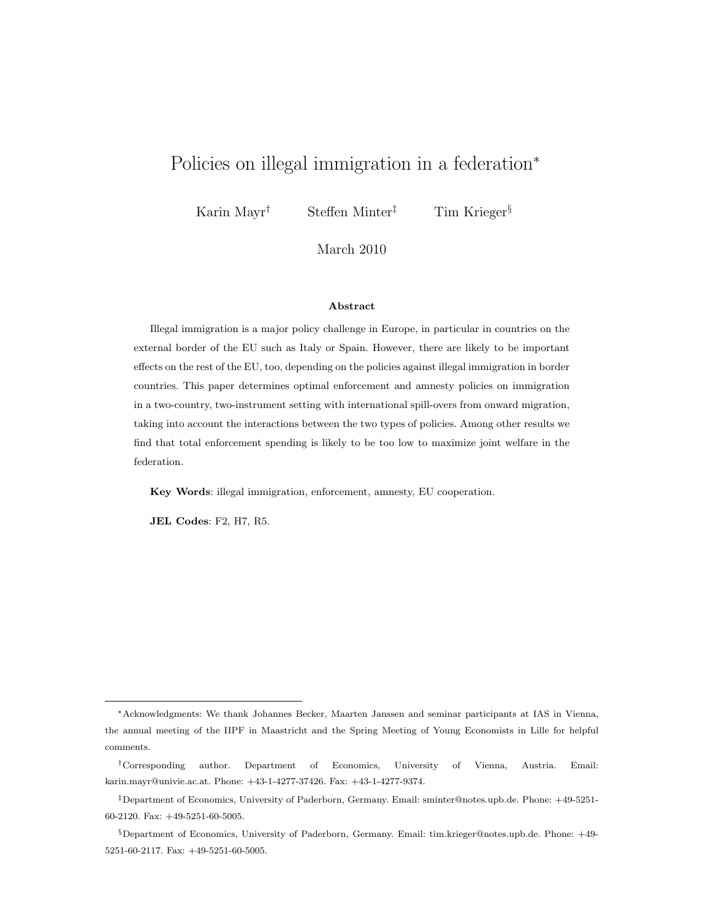# Policies on illegal immigration in a federation*

Karin Mayr[†] Steffen Minter[‡] Tim Krieger[§]

March 2010

**Abstract**

Illegal immigration is a major policy challenge in Europe, in particular in countries on the external border of the EU such as Italy or Spain. However, there are likely to be important effects on the rest of the EU, too, depending on the policies against illegal immigration in border countries. This paper determines optimal enforcement and amnesty policies on immigration in a two-country, two-instrument setting with international spill-overs from onward migration, taking into account the interactions between the two types of policies. Among other results we find that total enforcement spending is likely to be too low to maximize joint welfare in the federation.

**Key Words**: illegal immigration, enforcement, amnesty, EU cooperation.

**JEL Codes**: F2, H7, R5.

---

*Acknowledgments: We thank Johannes Becker, Maarten Janssen and seminar participants at IAS in Vienna, the annual meeting of the IIPF in Maastricht and the Spring Meeting of Young Economists in Lille for helpful comments.

[†]Corresponding author. Department of Economics, University of Vienna, Austria. Email: karin.mayr@univie.ac.at. Phone: +43-1-4277-37426. Fax: +43-1-4277-9374.

[‡]Department of Economics, University of Paderborn, Germany. Email: sminter@notes.upb.de. Phone: +49-5251-60-2120. Fax: +49-5251-60-5005.

[§]Department of Economics, University of Paderborn, Germany. Email: tim.krieger@notes.upb.de. Phone: +49-5251-60-2117. Fax: +49-5251-60-5005.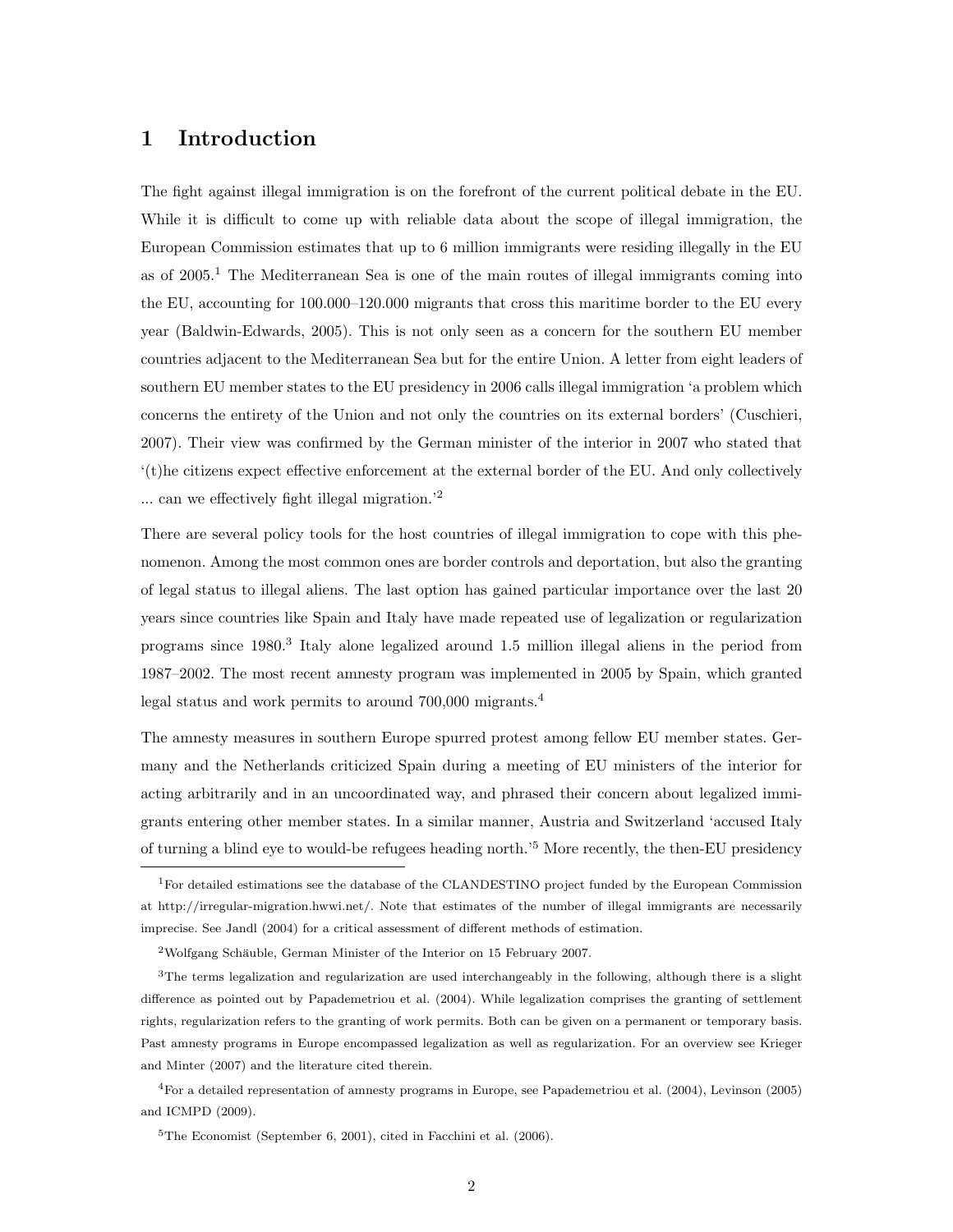# 1 Introduction

The fight against illegal immigration is on the forefront of the current political debate in the EU. While it is difficult to come up with reliable data about the scope of illegal immigration, the European Commission estimates that up to 6 million immigrants were residing illegally in the EU as of 2005.[1] The Mediterranean Sea is one of the main routes of illegal immigrants coming into the EU, accounting for 100.000–120.000 migrants that cross this maritime border to the EU every year (Baldwin-Edwards, 2005). This is not only seen as a concern for the southern EU member countries adjacent to the Mediterranean Sea but for the entire Union. A letter from eight leaders of southern EU member states to the EU presidency in 2006 calls illegal immigration 'a problem which concerns the entirety of the Union and not only the countries on its external borders' (Cuschieri, 2007). Their view was confirmed by the German minister of the interior in 2007 who stated that '(t)he citizens expect effective enforcement at the external border of the EU. And only collectively ... can we effectively fight illegal migration.'[2]

There are several policy tools for the host countries of illegal immigration to cope with this phenomenon. Among the most common ones are border controls and deportation, but also the granting of legal status to illegal aliens. The last option has gained particular importance over the last 20 years since countries like Spain and Italy have made repeated use of legalization or regularization programs since 1980.[3] Italy alone legalized around 1.5 million illegal aliens in the period from 1987–2002. The most recent amnesty program was implemented in 2005 by Spain, which granted legal status and work permits to around 700,000 migrants.[4]

The amnesty measures in southern Europe spurred protest among fellow EU member states. Germany and the Netherlands criticized Spain during a meeting of EU ministers of the interior for acting arbitrarily and in an uncoordinated way, and phrased their concern about legalized immigrants entering other member states. In a similar manner, Austria and Switzerland 'accused Italy of turning a blind eye to would-be refugees heading north.'[5] More recently, the then-EU presidency

---

[1] For detailed estimations see the database of the CLANDESTINO project funded by the European Commission at http://irregular-migration.hwwi.net/. Note that estimates of the number of illegal immigrants are necessarily imprecise. See Jandl (2004) for a critical assessment of different methods of estimation.

[2] Wolfgang Schäuble, German Minister of the Interior on 15 February 2007.

[3] The terms legalization and regularization are used interchangeably in the following, although there is a slight difference as pointed out by Papademetriou et al. (2004). While legalization comprises the granting of settlement rights, regularization refers to the granting of work permits. Both can be given on a permanent or temporary basis. Past amnesty programs in Europe encompassed legalization as well as regularization. For an overview see Krieger and Minter (2007) and the literature cited therein.

[4] For a detailed representation of amnesty programs in Europe, see Papademetriou et al. (2004), Levinson (2005) and ICMPD (2009).

[5] The Economist (September 6, 2001), cited in Facchini et al. (2006).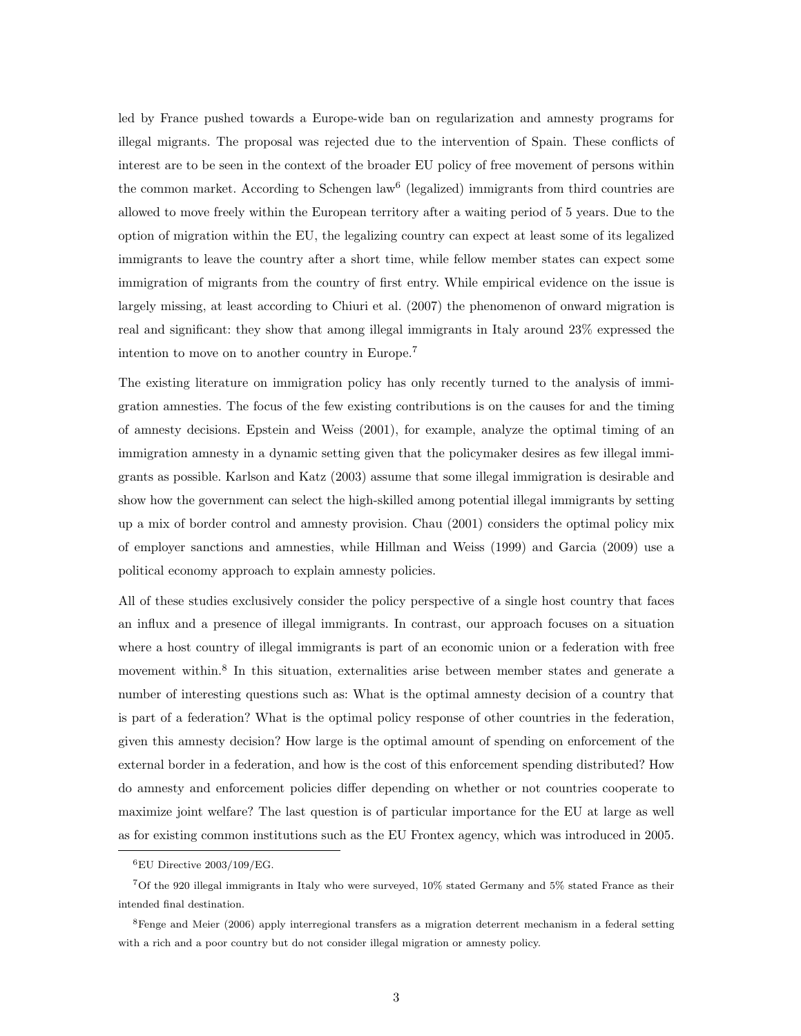led by France pushed towards a Europe-wide ban on regularization and amnesty programs for illegal migrants. The proposal was rejected due to the intervention of Spain. These conflicts of interest are to be seen in the context of the broader EU policy of free movement of persons within the common market. According to Schengen law[6] (legalized) immigrants from third countries are allowed to move freely within the European territory after a waiting period of 5 years. Due to the option of migration within the EU, the legalizing country can expect at least some of its legalized immigrants to leave the country after a short time, while fellow member states can expect some immigration of migrants from the country of first entry. While empirical evidence on the issue is largely missing, at least according to Chiuri et al. (2007) the phenomenon of onward migration is real and significant: they show that among illegal immigrants in Italy around 23% expressed the intention to move on to another country in Europe.[7]

The existing literature on immigration policy has only recently turned to the analysis of immigration amnesties. The focus of the few existing contributions is on the causes for and the timing of amnesty decisions. Epstein and Weiss (2001), for example, analyze the optimal timing of an immigration amnesty in a dynamic setting given that the policymaker desires as few illegal immigrants as possible. Karlson and Katz (2003) assume that some illegal immigration is desirable and show how the government can select the high-skilled among potential illegal immigrants by setting up a mix of border control and amnesty provision. Chau (2001) considers the optimal policy mix of employer sanctions and amnesties, while Hillman and Weiss (1999) and Garcia (2009) use a political economy approach to explain amnesty policies.

All of these studies exclusively consider the policy perspective of a single host country that faces an influx and a presence of illegal immigrants. In contrast, our approach focuses on a situation where a host country of illegal immigrants is part of an economic union or a federation with free movement within.[8] In this situation, externalities arise between member states and generate a number of interesting questions such as: What is the optimal amnesty decision of a country that is part of a federation? What is the optimal policy response of other countries in the federation, given this amnesty decision? How large is the optimal amount of spending on enforcement of the external border in a federation, and how is the cost of this enforcement spending distributed? How do amnesty and enforcement policies differ depending on whether or not countries cooperate to maximize joint welfare? The last question is of particular importance for the EU at large as well as for existing common institutions such as the EU Frontex agency, which was introduced in 2005.

[6] EU Directive 2003/109/EG.

[7] Of the 920 illegal immigrants in Italy who were surveyed, 10% stated Germany and 5% stated France as their intended final destination.

[8] Fenge and Meier (2006) apply interregional transfers as a migration deterrent mechanism in a federal setting with a rich and a poor country but do not consider illegal migration or amnesty policy.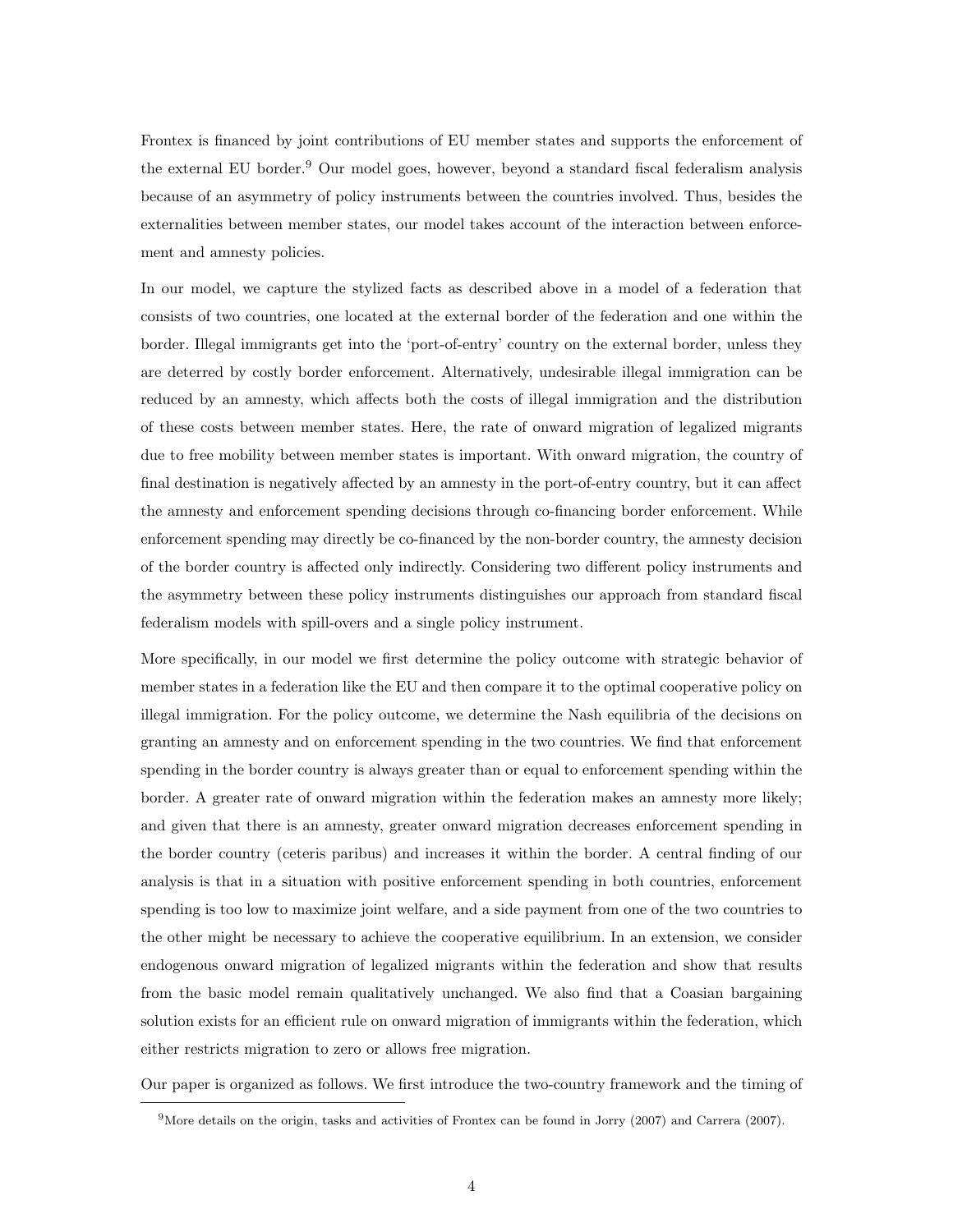Frontex is financed by joint contributions of EU member states and supports the enforcement of the external EU border.[9] Our model goes, however, beyond a standard fiscal federalism analysis because of an asymmetry of policy instruments between the countries involved. Thus, besides the externalities between member states, our model takes account of the interaction between enforcement and amnesty policies.

In our model, we capture the stylized facts as described above in a model of a federation that consists of two countries, one located at the external border of the federation and one within the border. Illegal immigrants get into the 'port-of-entry' country on the external border, unless they are deterred by costly border enforcement. Alternatively, undesirable illegal immigration can be reduced by an amnesty, which affects both the costs of illegal immigration and the distribution of these costs between member states. Here, the rate of onward migration of legalized migrants due to free mobility between member states is important. With onward migration, the country of final destination is negatively affected by an amnesty in the port-of-entry country, but it can affect the amnesty and enforcement spending decisions through co-financing border enforcement. While enforcement spending may directly be co-financed by the non-border country, the amnesty decision of the border country is affected only indirectly. Considering two different policy instruments and the asymmetry between these policy instruments distinguishes our approach from standard fiscal federalism models with spill-overs and a single policy instrument.

More specifically, in our model we first determine the policy outcome with strategic behavior of member states in a federation like the EU and then compare it to the optimal cooperative policy on illegal immigration. For the policy outcome, we determine the Nash equilibria of the decisions on granting an amnesty and on enforcement spending in the two countries. We find that enforcement spending in the border country is always greater than or equal to enforcement spending within the border. A greater rate of onward migration within the federation makes an amnesty more likely; and given that there is an amnesty, greater onward migration decreases enforcement spending in the border country (ceteris paribus) and increases it within the border. A central finding of our analysis is that in a situation with positive enforcement spending in both countries, enforcement spending is too low to maximize joint welfare, and a side payment from one of the two countries to the other might be necessary to achieve the cooperative equilibrium. In an extension, we consider endogenous onward migration of legalized migrants within the federation and show that results from the basic model remain qualitatively unchanged. We also find that a Coasian bargaining solution exists for an efficient rule on onward migration of immigrants within the federation, which either restricts migration to zero or allows free migration.

Our paper is organized as follows. We first introduce the two-country framework and the timing of

[9] More details on the origin, tasks and activities of Frontex can be found in Jorry (2007) and Carrera (2007).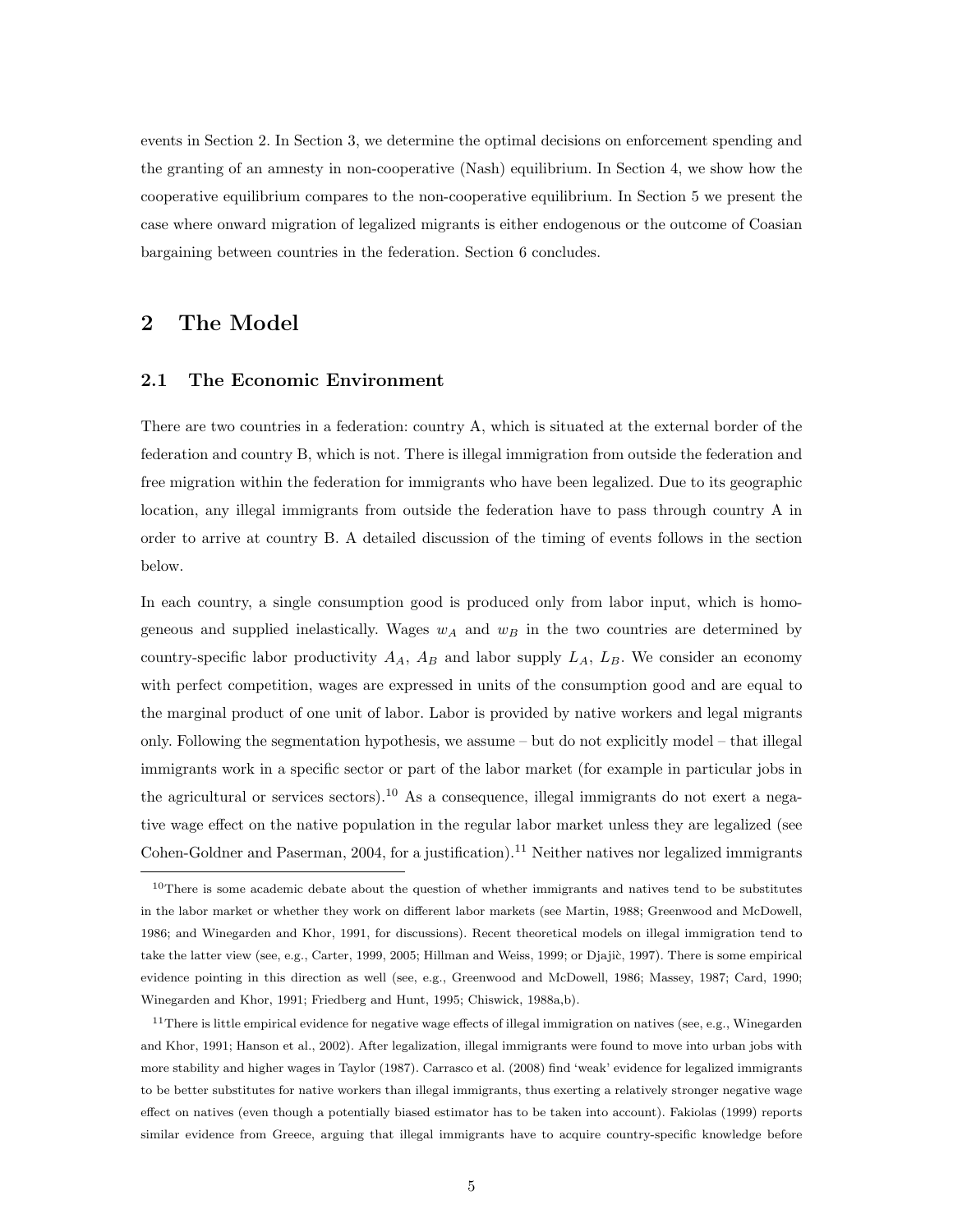events in Section 2. In Section 3, we determine the optimal decisions on enforcement spending and the granting of an amnesty in non-cooperative (Nash) equilibrium. In Section 4, we show how the cooperative equilibrium compares to the non-cooperative equilibrium. In Section 5 we present the case where onward migration of legalized migrants is either endogenous or the outcome of Coasian bargaining between countries in the federation. Section 6 concludes.

## 2 The Model

### 2.1 The Economic Environment

There are two countries in a federation: country A, which is situated at the external border of the federation and country B, which is not. There is illegal immigration from outside the federation and free migration within the federation for immigrants who have been legalized. Due to its geographic location, any illegal immigrants from outside the federation have to pass through country A in order to arrive at country B. A detailed discussion of the timing of events follows in the section below.

In each country, a single consumption good is produced only from labor input, which is homogeneous and supplied inelastically. Wages $w_A$ and $w_B$ in the two countries are determined by country-specific labor productivity $A_A$, $A_B$ and labor supply $L_A$, $L_B$. We consider an economy with perfect competition, wages are expressed in units of the consumption good and are equal to the marginal product of one unit of labor. Labor is provided by native workers and legal migrants only. Following the segmentation hypothesis, we assume – but do not explicitly model – that illegal immigrants work in a specific sector or part of the labor market (for example in particular jobs in the agricultural or services sectors).[10] As a consequence, illegal immigrants do not exert a negative wage effect on the native population in the regular labor market unless they are legalized (see Cohen-Goldner and Paserman, 2004, for a justification).[11] Neither natives nor legalized immigrants

[10] There is some academic debate about the question of whether immigrants and natives tend to be substitutes in the labor market or whether they work on different labor markets (see Martin, 1988; Greenwood and McDowell, 1986; and Winegarden and Khor, 1991, for discussions). Recent theoretical models on illegal immigration tend to take the latter view (see, e.g., Carter, 1999, 2005; Hillman and Weiss, 1999; or Djajìc, 1997). There is some empirical evidence pointing in this direction as well (see, e.g., Greenwood and McDowell, 1986; Massey, 1987; Card, 1990; Winegarden and Khor, 1991; Friedberg and Hunt, 1995; Chiswick, 1988a,b).

[11] There is little empirical evidence for negative wage effects of illegal immigration on natives (see, e.g., Winegarden and Khor, 1991; Hanson et al., 2002). After legalization, illegal immigrants were found to move into urban jobs with more stability and higher wages in Taylor (1987). Carrasco et al. (2008) find 'weak' evidence for legalized immigrants to be better substitutes for native workers than illegal immigrants, thus exerting a relatively stronger negative wage effect on natives (even though a potentially biased estimator has to be taken into account). Fakiolas (1999) reports similar evidence from Greece, arguing that illegal immigrants have to acquire country-specific knowledge before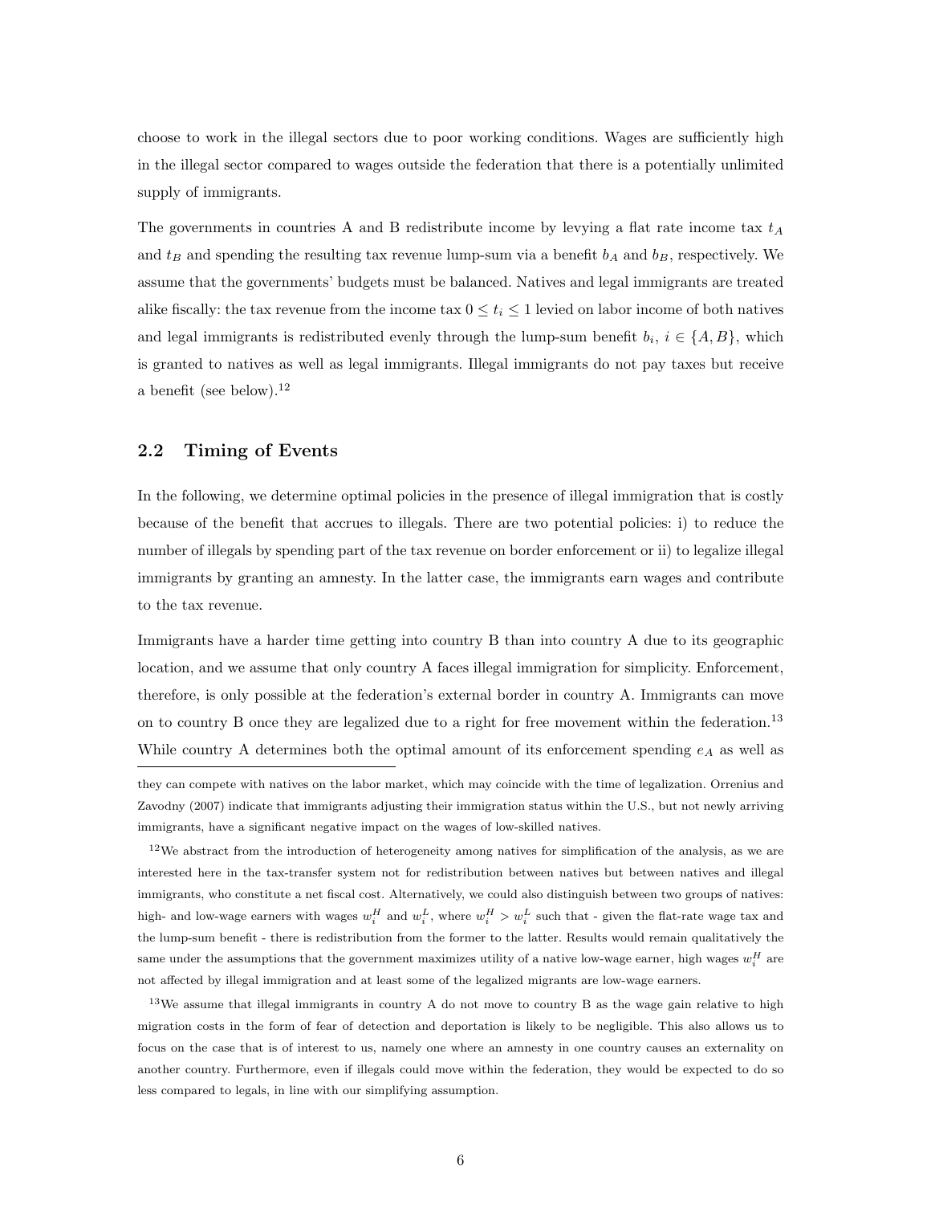choose to work in the illegal sectors due to poor working conditions. Wages are sufficiently high in the illegal sector compared to wages outside the federation that there is a potentially unlimited supply of immigrants.

The governments in countries A and B redistribute income by levying a flat rate income tax $t_A$ and $t_B$ and spending the resulting tax revenue lump-sum via a benefit $b_A$ and $b_B$, respectively. We assume that the governments' budgets must be balanced. Natives and legal immigrants are treated alike fiscally: the tax revenue from the income tax $0 \leq t_i \leq 1$ levied on labor income of both natives and legal immigrants is redistributed evenly through the lump-sum benefit $b_i$, $i \in \{A, B\}$, which is granted to natives as well as legal immigrants. Illegal immigrants do not pay taxes but receive a benefit (see below).[12]

## 2.2 Timing of Events

In the following, we determine optimal policies in the presence of illegal immigration that is costly because of the benefit that accrues to illegals. There are two potential policies: i) to reduce the number of illegals by spending part of the tax revenue on border enforcement or ii) to legalize illegal immigrants by granting an amnesty. In the latter case, the immigrants earn wages and contribute to the tax revenue.

Immigrants have a harder time getting into country B than into country A due to its geographic location, and we assume that only country A faces illegal immigration for simplicity. Enforcement, therefore, is only possible at the federation's external border in country A. Immigrants can move on to country B once they are legalized due to a right for free movement within the federation.[13] While country A determines both the optimal amount of its enforcement spending $e_A$ as well as

---

they can compete with natives on the labor market, which may coincide with the time of legalization. Orrenius and Zavodny (2007) indicate that immigrants adjusting their immigration status within the U.S., but not newly arriving immigrants, have a significant negative impact on the wages of low-skilled natives.

[12] We abstract from the introduction of heterogeneity among natives for simplification of the analysis, as we are interested here in the tax-transfer system not for redistribution between natives but between natives and illegal immigrants, who constitute a net fiscal cost. Alternatively, we could also distinguish between two groups of natives: high- and low-wage earners with wages $w_i^H$ and $w_i^L$, where $w_i^H > w_i^L$ such that - given the flat-rate wage tax and the lump-sum benefit - there is redistribution from the former to the latter. Results would remain qualitatively the same under the assumptions that the government maximizes utility of a native low-wage earner, high wages $w_i^H$ are not affected by illegal immigration and at least some of the legalized migrants are low-wage earners.

[13] We assume that illegal immigrants in country A do not move to country B as the wage gain relative to high migration costs in the form of fear of detection and deportation is likely to be negligible. This also allows us to focus on the case that is of interest to us, namely one where an amnesty in one country causes an externality on another country. Furthermore, even if illegals could move within the federation, they would be expected to do so less compared to legals, in line with our simplifying assumption.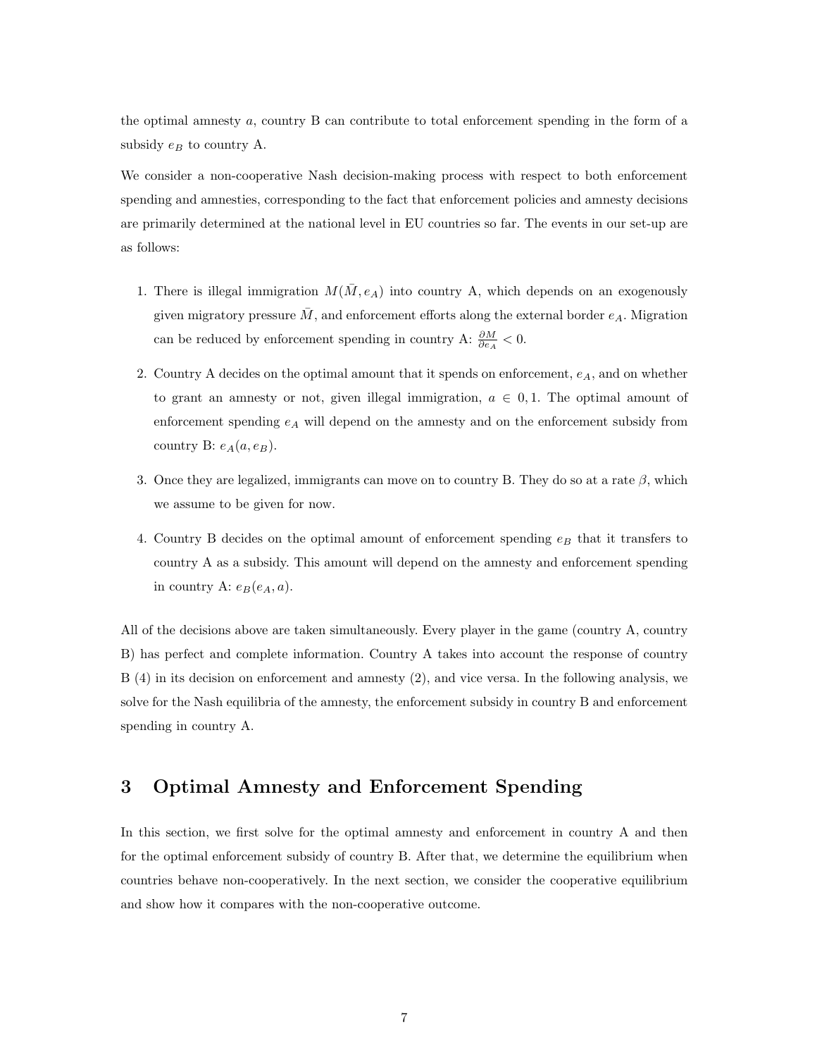the optimal amnesty $a$, country B can contribute to total enforcement spending in the form of a subsidy $e_B$ to country A.

We consider a non-cooperative Nash decision-making process with respect to both enforcement spending and amnesties, corresponding to the fact that enforcement policies and amnesty decisions are primarily determined at the national level in EU countries so far. The events in our set-up are as follows:

1. There is illegal immigration $M(\bar{M}, e_A)$ into country A, which depends on an exogenously given migratory pressure $\bar{M}$, and enforcement efforts along the external border $e_A$. Migration can be reduced by enforcement spending in country A: $\frac{\partial M}{\partial e_A} < 0$.
2. Country A decides on the optimal amount that it spends on enforcement, $e_A$, and on whether to grant an amnesty or not, given illegal immigration, $a \in 0, 1$. The optimal amount of enforcement spending $e_A$ will depend on the amnesty and on the enforcement subsidy from country B: $e_A(a, e_B)$.
3. Once they are legalized, immigrants can move on to country B. They do so at a rate $\beta$, which we assume to be given for now.
4. Country B decides on the optimal amount of enforcement spending $e_B$ that it transfers to country A as a subsidy. This amount will depend on the amnesty and enforcement spending in country A: $e_B(e_A, a)$.

All of the decisions above are taken simultaneously. Every player in the game (country A, country B) has perfect and complete information. Country A takes into account the response of country B (4) in its decision on enforcement and amnesty (2), and vice versa. In the following analysis, we solve for the Nash equilibria of the amnesty, the enforcement subsidy in country B and enforcement spending in country A.

# 3 Optimal Amnesty and Enforcement Spending

In this section, we first solve for the optimal amnesty and enforcement in country A and then for the optimal enforcement subsidy of country B. After that, we determine the equilibrium when countries behave non-cooperatively. In the next section, we consider the cooperative equilibrium and show how it compares with the non-cooperative outcome.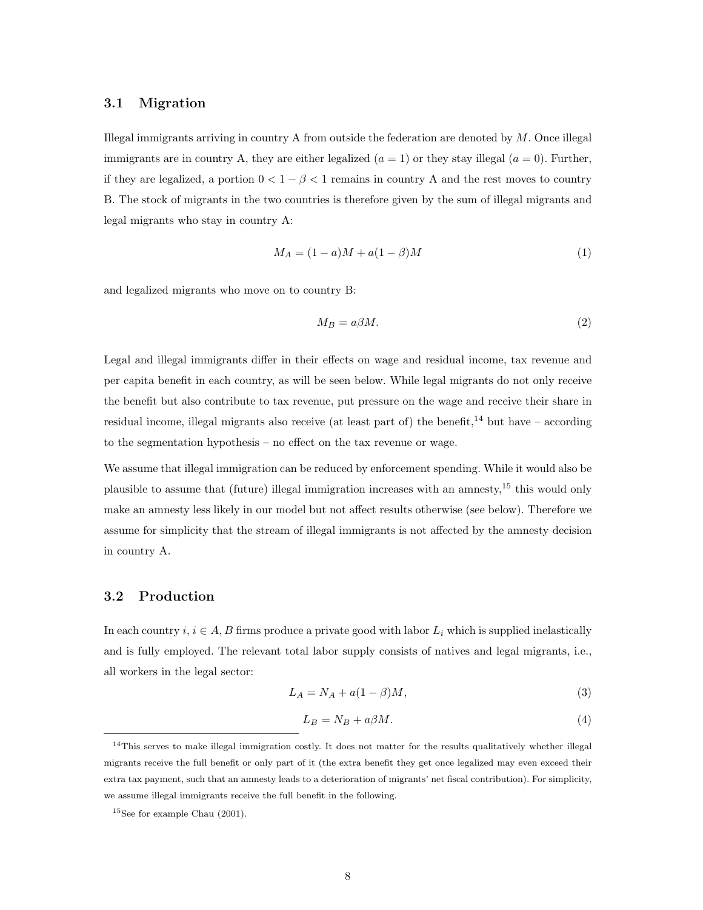### 3.1 Migration

Illegal immigrants arriving in country A from outside the federation are denoted by $M$. Once illegal immigrants are in country A, they are either legalized ($a = 1$) or they stay illegal ($a = 0$). Further, if they are legalized, a portion $0 < 1 - \beta < 1$ remains in country A and the rest moves to country B. The stock of migrants in the two countries is therefore given by the sum of illegal migrants and legal migrants who stay in country A:

$$M_A = (1 - a)M + a(1 - \beta)M \tag{1}$$

and legalized migrants who move on to country B:

$$M_B = a\beta M. \tag{2}$$

Legal and illegal immigrants differ in their effects on wage and residual income, tax revenue and per capita benefit in each country, as will be seen below. While legal migrants do not only receive the benefit but also contribute to tax revenue, put pressure on the wage and receive their share in residual income, illegal migrants also receive (at least part of) the benefit,[14] but have – according to the segmentation hypothesis – no effect on the tax revenue or wage.

We assume that illegal immigration can be reduced by enforcement spending. While it would also be plausible to assume that (future) illegal immigration increases with an amnesty,[15] this would only make an amnesty less likely in our model but not affect results otherwise (see below). Therefore we assume for simplicity that the stream of illegal immigrants is not affected by the amnesty decision in country A.

### 3.2 Production

In each country $i$, $i \in A, B$ firms produce a private good with labor $L_i$ which is supplied inelastically and is fully employed. The relevant total labor supply consists of natives and legal migrants, i.e., all workers in the legal sector:

$$L_A = N_A + a(1 - \beta)M, \tag{3}$$

$$L_B = N_B + a\beta M. \tag{4}$$

---

[14] This serves to make illegal immigration costly. It does not matter for the results qualitatively whether illegal migrants receive the full benefit or only part of it (the extra benefit they get once legalized may even exceed their extra tax payment, such that an amnesty leads to a deterioration of migrants' net fiscal contribution). For simplicity, we assume illegal immigrants receive the full benefit in the following.

[15] See for example Chau (2001).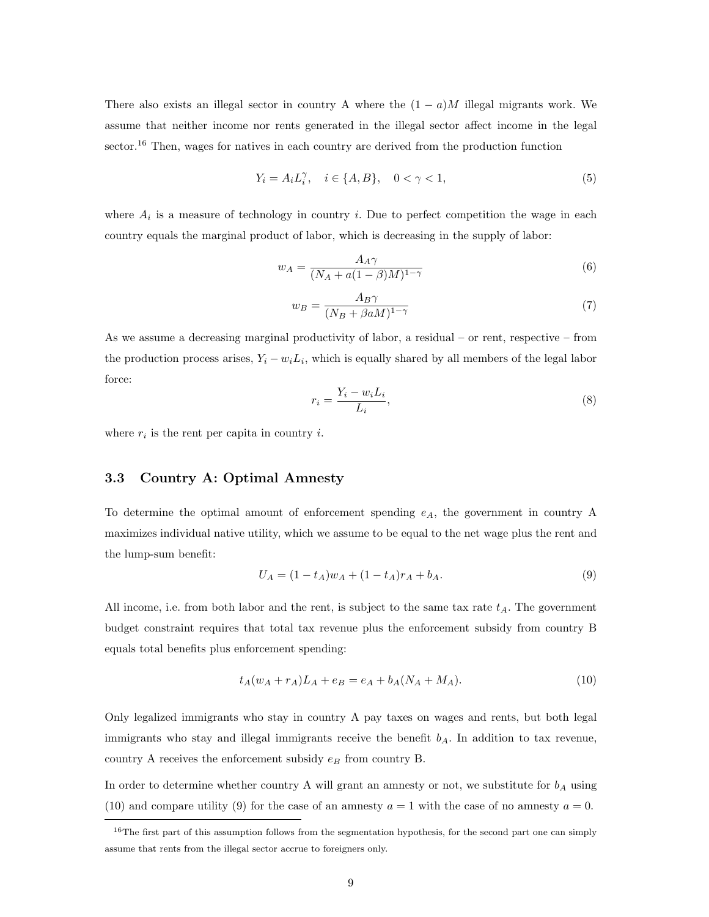There also exists an illegal sector in country A where the $(1-a)M$ illegal migrants work. We assume that neither income nor rents generated in the illegal sector affect income in the legal sector.[16] Then, wages for natives in each country are derived from the production function

$$Y_i = A_i L_i^{\gamma}, \quad i \in \{A, B\}, \quad 0 < \gamma < 1, \tag{5}$$

where $A_i$ is a measure of technology in country $i$. Due to perfect competition the wage in each country equals the marginal product of labor, which is decreasing in the supply of labor:

$$w_A = \frac{A_A \gamma}{(N_A + a(1-\beta)M)^{1-\gamma}} \tag{6}$$

$$w_B = \frac{A_B \gamma}{(N_B + \beta a M)^{1-\gamma}} \tag{7}$$

As we assume a decreasing marginal productivity of labor, a residual – or rent, respective – from the production process arises, $Y_i - w_i L_i$, which is equally shared by all members of the legal labor force:

$$r_i = \frac{Y_i - w_i L_i}{L_i}, \tag{8}$$

where $r_i$ is the rent per capita in country $i$.

### 3.3 Country A: Optimal Amnesty

To determine the optimal amount of enforcement spending $e_A$, the government in country A maximizes individual native utility, which we assume to be equal to the net wage plus the rent and the lump-sum benefit:

$$U_A = (1-t_A)w_A + (1-t_A)r_A + b_A. \tag{9}$$

All income, i.e. from both labor and the rent, is subject to the same tax rate $t_A$. The government budget constraint requires that total tax revenue plus the enforcement subsidy from country B equals total benefits plus enforcement spending:

$$t_A(w_A + r_A)L_A + e_B = e_A + b_A(N_A + M_A). \tag{10}$$

Only legalized immigrants who stay in country A pay taxes on wages and rents, but both legal immigrants who stay and illegal immigrants receive the benefit $b_A$. In addition to tax revenue, country A receives the enforcement subsidy $e_B$ from country B.

In order to determine whether country A will grant an amnesty or not, we substitute for $b_A$ using (10) and compare utility (9) for the case of an amnesty $a = 1$ with the case of no amnesty $a = 0$.

---

[16] The first part of this assumption follows from the segmentation hypothesis, for the second part one can simply assume that rents from the illegal sector accrue to foreigners only.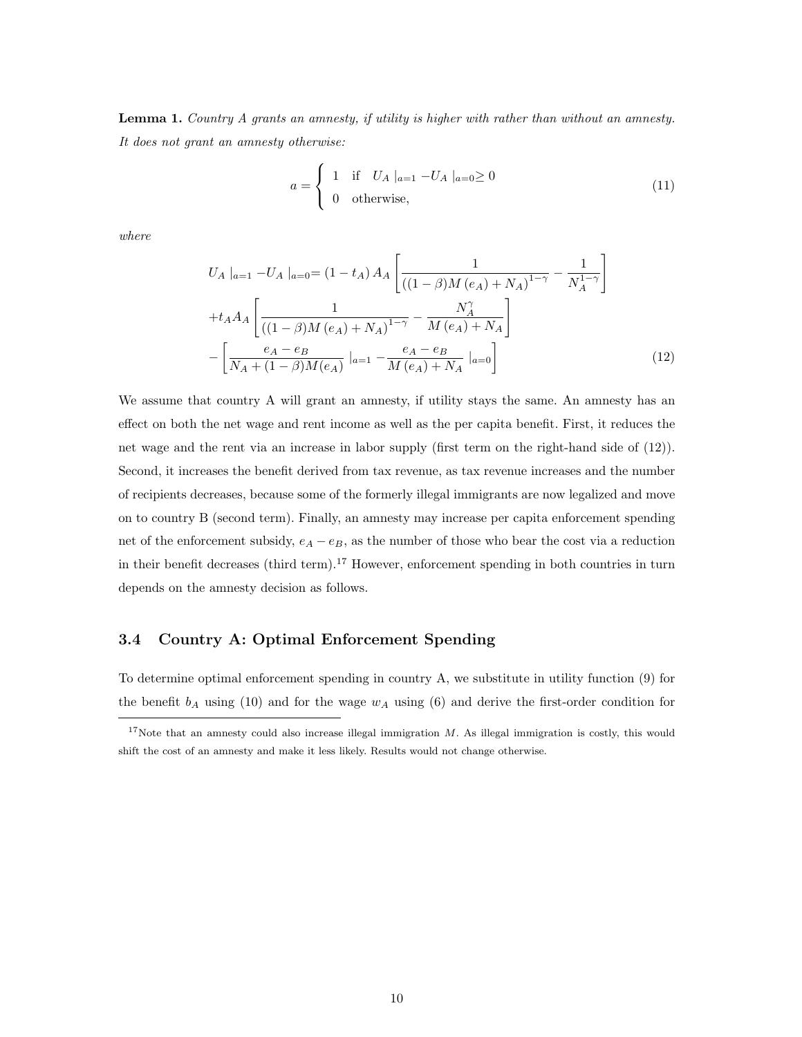**Lemma 1.** *Country A grants an amnesty, if utility is higher with rather than without an amnesty. It does not grant an amnesty otherwise:*

$$a = \begin{cases} 1 & \text{if} \quad U_A \mid_{a=1} - U_A \mid_{a=0} \geq 0 \\ 0 & \text{otherwise,} \end{cases} \tag{11}$$

*where*

$$\begin{aligned} U_A \mid_{a=1} - U_A \mid_{a=0} &= (1 - t_A) A_A \left[ \frac{1}{((1-\beta)M(e_A) + N_A)^{1-\gamma}} - \frac{1}{N_A^{1-\gamma}} \right] \\ &+ t_A A_A \left[ \frac{1}{((1-\beta)M(e_A) + N_A)^{1-\gamma}} - \frac{N_A^{\gamma}}{M(e_A) + N_A} \right] \\ &- \left[ \frac{e_A - e_B}{N_A + (1-\beta)M(e_A)} \mid_{a=1} - \frac{e_A - e_B}{M(e_A) + N_A} \mid_{a=0} \right] \end{aligned} \tag{12}$$

We assume that country A will grant an amnesty, if utility stays the same. An amnesty has an effect on both the net wage and rent income as well as the per capita benefit. First, it reduces the net wage and the rent via an increase in labor supply (first term on the right-hand side of (12)). Second, it increases the benefit derived from tax revenue, as tax revenue increases and the number of recipients decreases, because some of the formerly illegal immigrants are now legalized and move on to country B (second term). Finally, an amnesty may increase per capita enforcement spending net of the enforcement subsidy, $e_A - e_B$, as the number of those who bear the cost via a reduction in their benefit decreases (third term).[17] However, enforcement spending in both countries in turn depends on the amnesty decision as follows.

### 3.4 Country A: Optimal Enforcement Spending

To determine optimal enforcement spending in country A, we substitute in utility function (9) for the benefit $b_A$ using (10) and for the wage $w_A$ using (6) and derive the first-order condition for

[17] Note that an amnesty could also increase illegal immigration $M$. As illegal immigration is costly, this would shift the cost of an amnesty and make it less likely. Results would not change otherwise.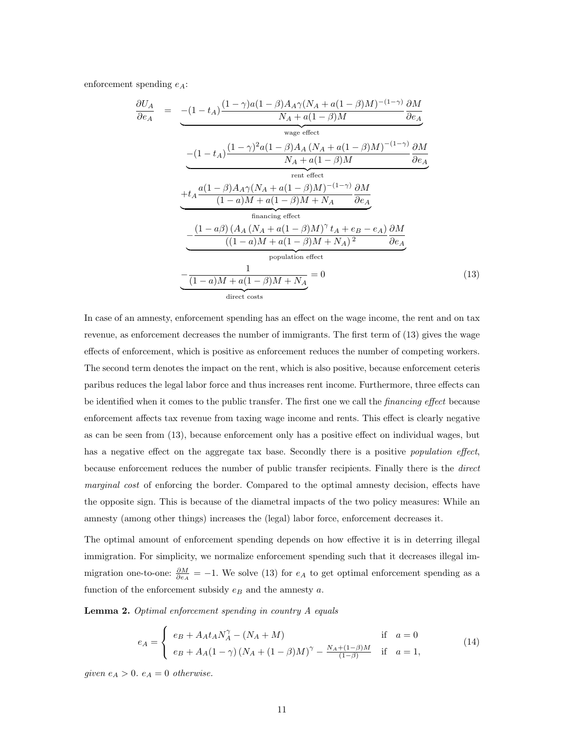enforcement spending $e_A$:

$$
\begin{aligned}
\frac{\partial U_A}{\partial e_A} \;=\;& \underbrace{-(1-t_A)\frac{(1-\gamma)a(1-\beta)A_A\gamma(N_A+a(1-\beta)M)^{-(1-\gamma)}}{N_A+a(1-\beta)M}\frac{\partial M}{\partial e_A}}_{\text{wage effect}} \\
& \underbrace{-(1-t_A)\frac{(1-\gamma)^2 a(1-\beta)A_A\left(N_A+a(1-\beta)M\right)^{-(1-\gamma)}}{N_A+a(1-\beta)M}\frac{\partial M}{\partial e_A}}_{\text{rent effect}} \\
& \underbrace{+t_A\frac{a(1-\beta)A_A\gamma(N_A+a(1-\beta)M)^{-(1-\gamma)}}{(1-a)M+a(1-\beta)M+N_A}\frac{\partial M}{\partial e_A}}_{\text{financing effect}} \\
& \underbrace{-\frac{(1-a\beta)\left(A_A\left(N_A+a(1-\beta)M\right)^{\gamma}t_A+e_B-e_A\right)}{\left((1-a)M+a(1-\beta)M+N_A\right)^2}\frac{\partial M}{\partial e_A}}_{\text{population effect}} \\
& \underbrace{-\frac{1}{(1-a)M+a(1-\beta)M+N_A}}_{\text{direct costs}} = 0
\end{aligned}
\tag{13}
$$

In case of an amnesty, enforcement spending has an effect on the wage income, the rent and on tax revenue, as enforcement decreases the number of immigrants. The first term of (13) gives the wage effects of enforcement, which is positive as enforcement reduces the number of competing workers. The second term denotes the impact on the rent, which is also positive, because enforcement ceteris paribus reduces the legal labor force and thus increases rent income. Furthermore, three effects can be identified when it comes to the public transfer. The first one we call the *financing effect* because enforcement affects tax revenue from taxing wage income and rents. This effect is clearly negative as can be seen from (13), because enforcement only has a positive effect on individual wages, but has a negative effect on the aggregate tax base. Secondly there is a positive *population effect*, because enforcement reduces the number of public transfer recipients. Finally there is the *direct marginal cost* of enforcing the border. Compared to the optimal amnesty decision, effects have the opposite sign. This is because of the diametral impacts of the two policy measures: While an amnesty (among other things) increases the (legal) labor force, enforcement decreases it.

The optimal amount of enforcement spending depends on how effective it is in deterring illegal immigration. For simplicity, we normalize enforcement spending such that it decreases illegal immigration one-to-one: $\frac{\partial M}{\partial e_A} = -1$. We solve (13) for $e_A$ to get optimal enforcement spending as a function of the enforcement subsidy $e_B$ and the amnesty $a$.

**Lemma 2.** *Optimal enforcement spending in country A equals*

$$
e_A = \begin{cases} e_B + A_A t_A N_A^{\gamma} - (N_A + M) & \text{if} \quad a = 0 \\ e_B + A_A(1-\gamma)\left(N_A + (1-\beta)M\right)^{\gamma} - \frac{N_A+(1-\beta)M}{(1-\beta)} & \text{if} \quad a = 1, \end{cases}
\tag{14}
$$

*given $e_A > 0$. $e_A = 0$ otherwise.*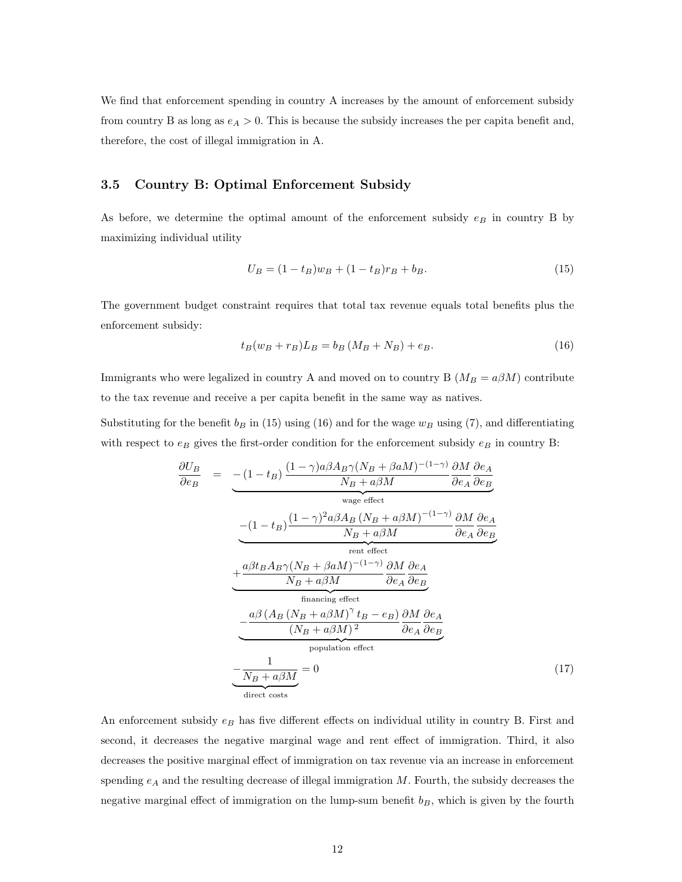We find that enforcement spending in country A increases by the amount of enforcement subsidy from country B as long as $e_A > 0$. This is because the subsidy increases the per capita benefit and, therefore, the cost of illegal immigration in A.

### 3.5 Country B: Optimal Enforcement Subsidy

As before, we determine the optimal amount of the enforcement subsidy $e_B$ in country B by maximizing individual utility

$$U_B = (1 - t_B)w_B + (1 - t_B)r_B + b_B. \tag{15}$$

The government budget constraint requires that total tax revenue equals total benefits plus the enforcement subsidy:

$$t_B(w_B + r_B)L_B = b_B\left(M_B + N_B\right) + e_B. \tag{16}$$

Immigrants who were legalized in country A and moved on to country B ($M_B = a\beta M$) contribute to the tax revenue and receive a per capita benefit in the same way as natives.

Substituting for the benefit $b_B$ in (15) using (16) and for the wage $w_B$ using (7), and differentiating with respect to $e_B$ gives the first-order condition for the enforcement subsidy $e_B$ in country B:

$$\begin{aligned}
\frac{\partial U_B}{\partial e_B} \;=\; & \underbrace{-\left(1-t_B\right)\frac{(1-\gamma)a\beta A_B\gamma(N_B+\beta aM)^{-(1-\gamma)}}{N_B+a\beta M}\frac{\partial M}{\partial e_A}\frac{\partial e_A}{\partial e_B}}_{\text{wage effect}} \\
& \underbrace{-(1-t_B)\frac{(1-\gamma)^2 a\beta A_B\left(N_B+a\beta M\right)^{-(1-\gamma)}}{N_B+a\beta M}\frac{\partial M}{\partial e_A}\frac{\partial e_A}{\partial e_B}}_{\text{rent effect}} \\
& \underbrace{+\frac{a\beta t_B A_B\gamma(N_B+\beta aM)^{-(1-\gamma)}}{N_B+a\beta M}\frac{\partial M}{\partial e_A}\frac{\partial e_A}{\partial e_B}}_{\text{financing effect}} \\
& \underbrace{-\frac{a\beta\left(A_B\left(N_B+a\beta M\right)^{\gamma}t_B-e_B\right)}{\left(N_B+a\beta M\right)^2}\frac{\partial M}{\partial e_A}\frac{\partial e_A}{\partial e_B}}_{\text{population effect}} \\
& \underbrace{-\frac{1}{N_B+a\beta M}}_{\text{direct costs}} = 0
\end{aligned} \tag{17}$$

An enforcement subsidy $e_B$ has five different effects on individual utility in country B. First and second, it decreases the negative marginal wage and rent effect of immigration. Third, it also decreases the positive marginal effect of immigration on tax revenue via an increase in enforcement spending $e_A$ and the resulting decrease of illegal immigration $M$. Fourth, the subsidy decreases the negative marginal effect of immigration on the lump-sum benefit $b_B$, which is given by the fourth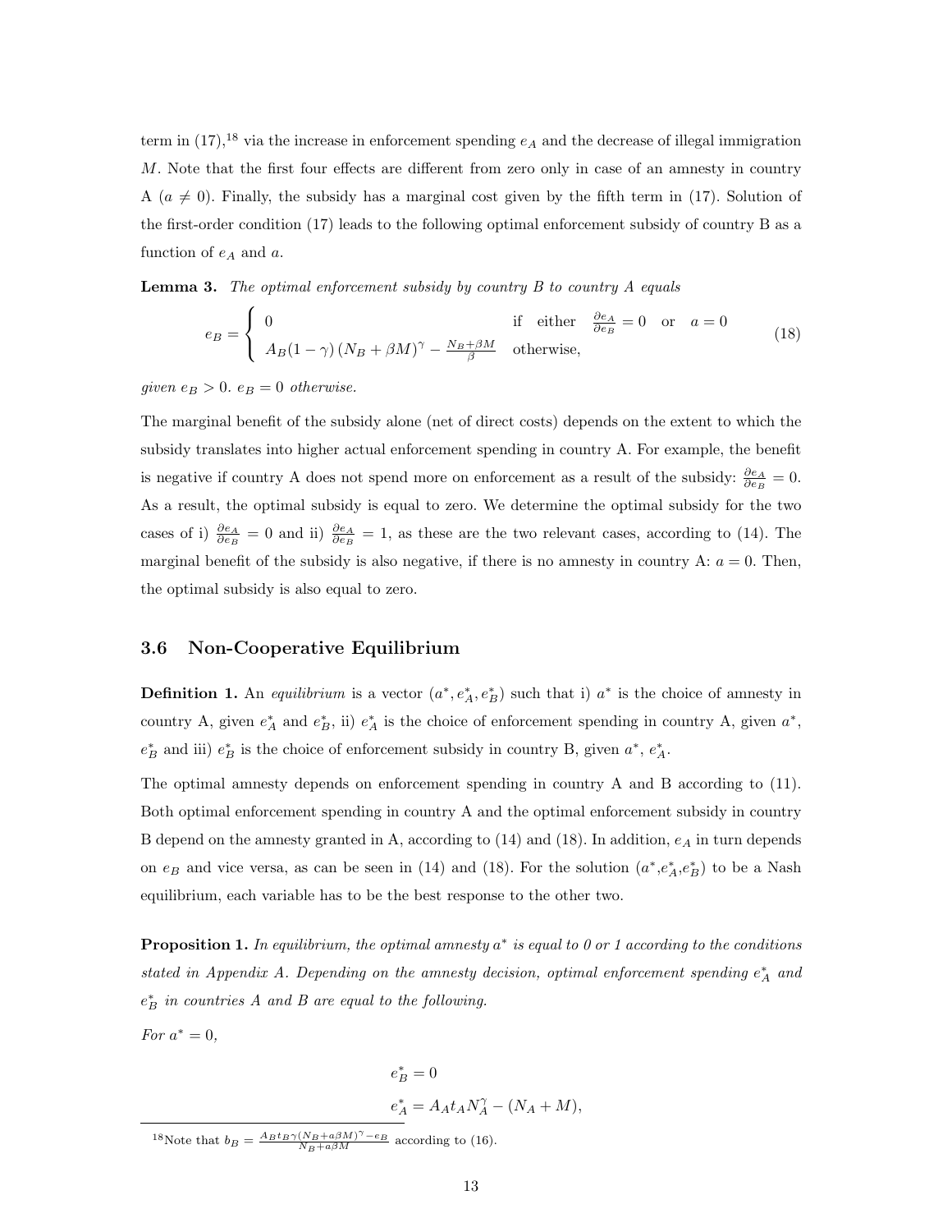term in (17),[18] via the increase in enforcement spending $e_A$ and the decrease of illegal immigration $M$. Note that the first four effects are different from zero only in case of an amnesty in country A ($a \neq 0$). Finally, the subsidy has a marginal cost given by the fifth term in (17). Solution of the first-order condition (17) leads to the following optimal enforcement subsidy of country B as a function of $e_A$ and $a$.

**Lemma 3.** *The optimal enforcement subsidy by country B to country A equals*

$$e_B = \begin{cases} 0 & \text{if either} \quad \frac{\partial e_A}{\partial e_B} = 0 \quad \text{or} \quad a = 0 \\ A_B(1-\gamma)\left(N_B + \beta M\right)^{\gamma} - \frac{N_B + \beta M}{\beta} & \text{otherwise,} \end{cases} \tag{18}$$

*given $e_B > 0$. $e_B = 0$ otherwise.*

The marginal benefit of the subsidy alone (net of direct costs) depends on the extent to which the subsidy translates into higher actual enforcement spending in country A. For example, the benefit is negative if country A does not spend more on enforcement as a result of the subsidy: $\frac{\partial e_A}{\partial e_B} = 0$. As a result, the optimal subsidy is equal to zero. We determine the optimal subsidy for the two cases of i) $\frac{\partial e_A}{\partial e_B} = 0$ and ii) $\frac{\partial e_A}{\partial e_B} = 1$, as these are the two relevant cases, according to (14). The marginal benefit of the subsidy is also negative, if there is no amnesty in country A: $a = 0$. Then, the optimal subsidy is also equal to zero.

### 3.6 Non-Cooperative Equilibrium

**Definition 1.** An *equilibrium* is a vector $(a^*, e_A^*, e_B^*)$ such that i) $a^*$ is the choice of amnesty in country A, given $e_A^*$ and $e_B^*$, ii) $e_A^*$ is the choice of enforcement spending in country A, given $a^*$, $e_B^*$ and iii) $e_B^*$ is the choice of enforcement subsidy in country B, given $a^*$, $e_A^*$.

The optimal amnesty depends on enforcement spending in country A and B according to (11). Both optimal enforcement spending in country A and the optimal enforcement subsidy in country B depend on the amnesty granted in A, according to (14) and (18). In addition, $e_A$ in turn depends on $e_B$ and vice versa, as can be seen in (14) and (18). For the solution $(a^*, e_A^*, e_B^*)$ to be a Nash equilibrium, each variable has to be the best response to the other two.

**Proposition 1.** *In equilibrium, the optimal amnesty $a^*$ is equal to 0 or 1 according to the conditions stated in Appendix A. Depending on the amnesty decision, optimal enforcement spending $e_A^*$ and $e_B^*$ in countries A and B are equal to the following.*

*For $a^* = 0$,*

$$e_B^* = 0$$
$$e_A^* = A_A t_A N_A^{\gamma} - (N_A + M),$$

[18] Note that $b_B = \frac{A_B t_B \gamma (N_B + a\beta M)^{\gamma} - e_B}{N_B + a\beta M}$ according to (16).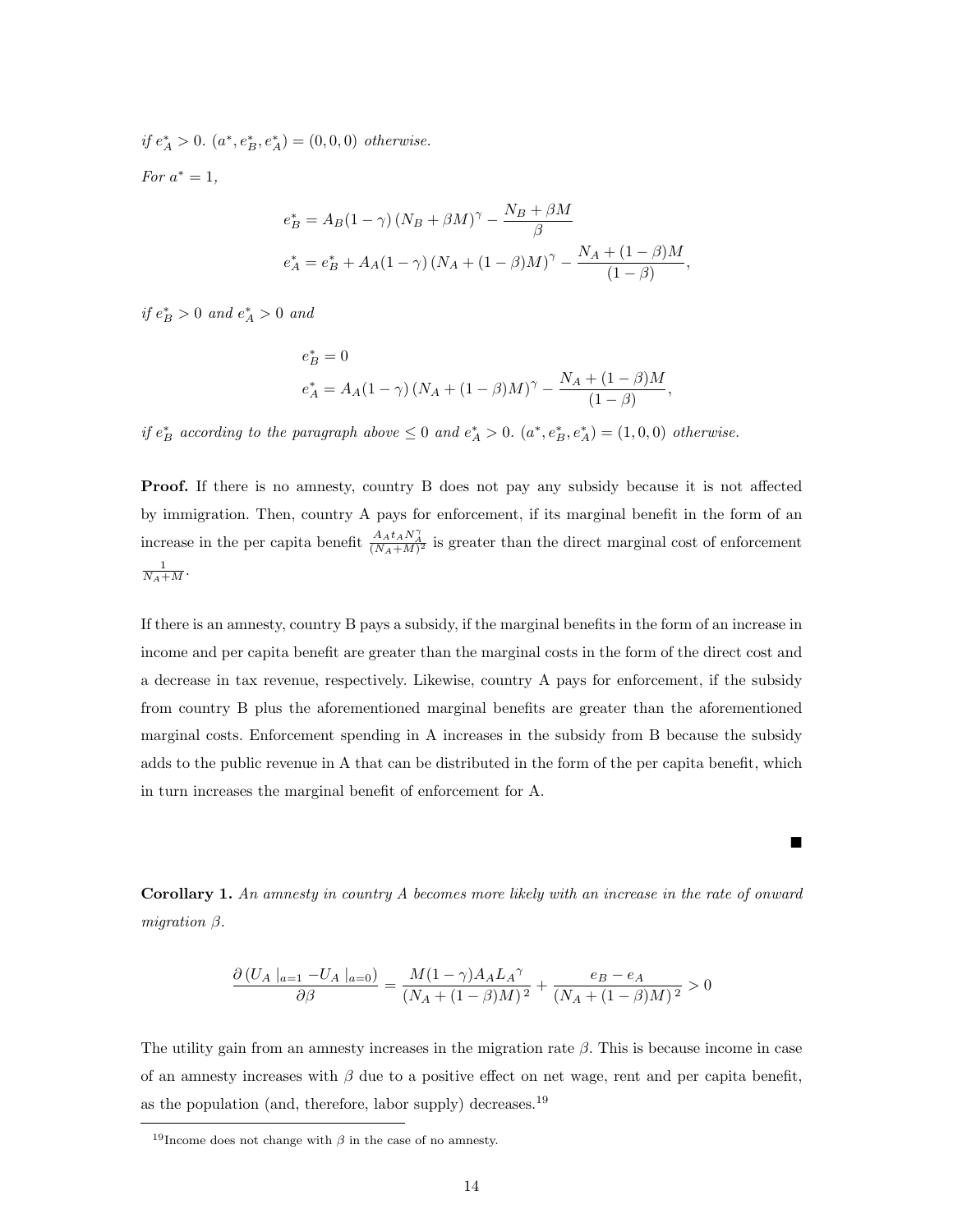*if* $e_A^* > 0$. $(a^*, e_B^*, e_A^*) = (0, 0, 0)$ *otherwise.*

*For* $a^* = 1$,

$$
\begin{aligned}
e_B^* &= A_B(1-\gamma)\left(N_B + \beta M\right)^{\gamma} - \frac{N_B + \beta M}{\beta} \\
e_A^* &= e_B^* + A_A(1-\gamma)\left(N_A + (1-\beta)M\right)^{\gamma} - \frac{N_A + (1-\beta)M}{(1-\beta)},
\end{aligned}
$$

*if* $e_B^* > 0$ *and* $e_A^* > 0$ *and*

$$
\begin{aligned}
e_B^* &= 0 \\
e_A^* &= A_A(1-\gamma)\left(N_A + (1-\beta)M\right)^{\gamma} - \frac{N_A + (1-\beta)M}{(1-\beta)},
\end{aligned}
$$

*if* $e_B^*$ *according to the paragraph above* $\leq 0$ *and* $e_A^* > 0$. $(a^*, e_B^*, e_A^*) = (1, 0, 0)$ *otherwise.*

**Proof.** If there is no amnesty, country B does not pay any subsidy because it is not affected by immigration. Then, country A pays for enforcement, if its marginal benefit in the form of an increase in the per capita benefit $\frac{A_A t_A N_A^{\gamma}}{(N_A+M)^2}$ is greater than the direct marginal cost of enforcement $\frac{1}{N_A+M}$.

If there is an amnesty, country B pays a subsidy, if the marginal benefits in the form of an increase in income and per capita benefit are greater than the marginal costs in the form of the direct cost and a decrease in tax revenue, respectively. Likewise, country A pays for enforcement, if the subsidy from country B plus the aforementioned marginal benefits are greater than the aforementioned marginal costs. Enforcement spending in A increases in the subsidy from B because the subsidy adds to the public revenue in A that can be distributed in the form of the per capita benefit, which in turn increases the marginal benefit of enforcement for A.

■

**Corollary 1.** *An amnesty in country A becomes more likely with an increase in the rate of onward migration* $\beta$.

$$
\frac{\partial \left(U_A \mid_{a=1} - U_A \mid_{a=0}\right)}{\partial \beta} = \frac{M(1-\gamma)A_A {L_A}^{\gamma}}{\left(N_A + (1-\beta)M\right)^2} + \frac{e_B - e_A}{\left(N_A + (1-\beta)M\right)^2} > 0
$$

The utility gain from an amnesty increases in the migration rate $\beta$. This is because income in case of an amnesty increases with $\beta$ due to a positive effect on net wage, rent and per capita benefit, as the population (and, therefore, labor supply) decreases.[19]

[19] Income does not change with $\beta$ in the case of no amnesty.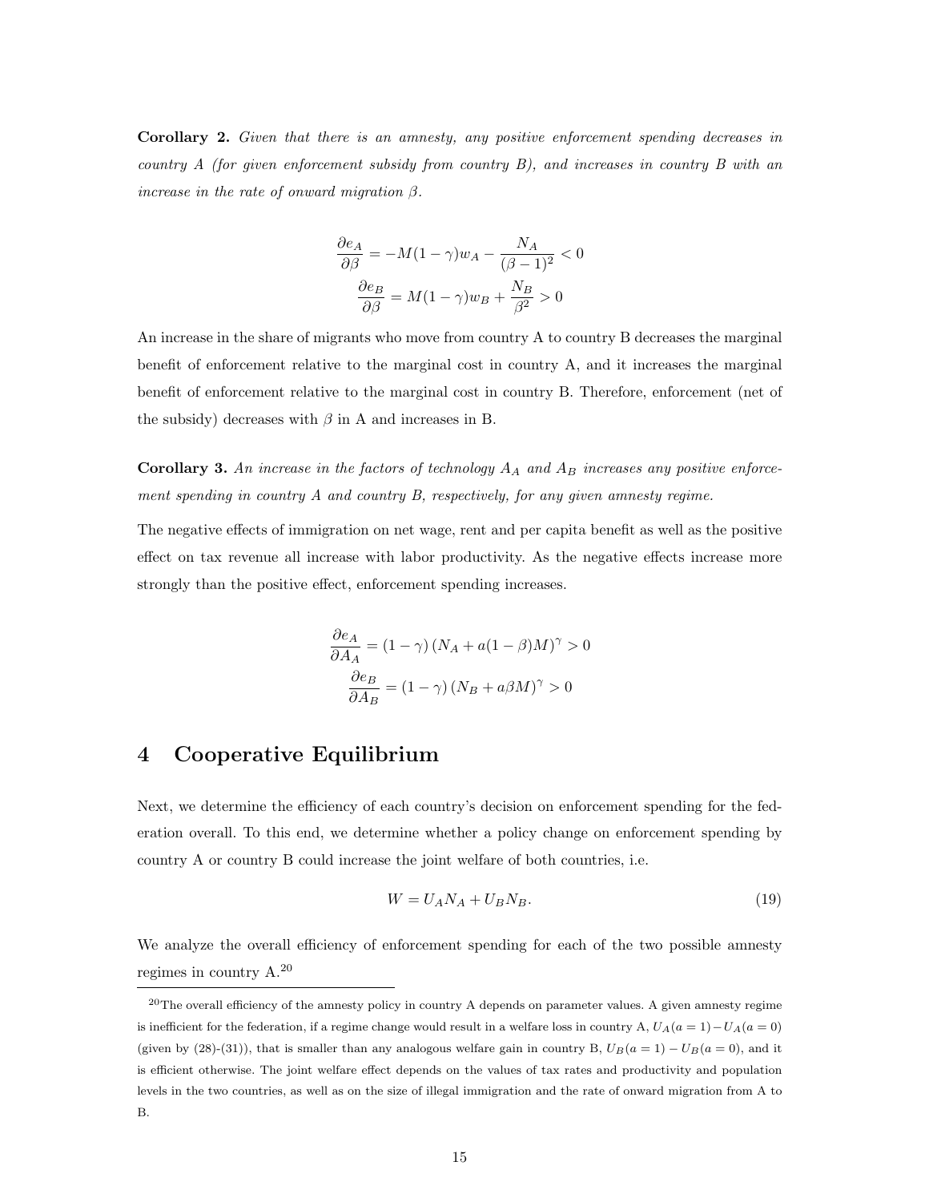**Corollary 2.** *Given that there is an amnesty, any positive enforcement spending decreases in country A (for given enforcement subsidy from country B), and increases in country B with an increase in the rate of onward migration $\beta$.*

$$\frac{\partial e_A}{\partial \beta} = -M(1-\gamma)w_A - \frac{N_A}{(\beta-1)^2} < 0$$
$$\frac{\partial e_B}{\partial \beta} = M(1-\gamma)w_B + \frac{N_B}{\beta^2} > 0$$

An increase in the share of migrants who move from country A to country B decreases the marginal benefit of enforcement relative to the marginal cost in country A, and it increases the marginal benefit of enforcement relative to the marginal cost in country B. Therefore, enforcement (net of the subsidy) decreases with $\beta$ in A and increases in B.

**Corollary 3.** *An increase in the factors of technology $A_A$ and $A_B$ increases any positive enforcement spending in country A and country B, respectively, for any given amnesty regime.*

The negative effects of immigration on net wage, rent and per capita benefit as well as the positive effect on tax revenue all increase with labor productivity. As the negative effects increase more strongly than the positive effect, enforcement spending increases.

$$\frac{\partial e_A}{\partial A_A} = (1-\gamma)\left(N_A + a(1-\beta)M\right)^{\gamma} > 0$$
$$\frac{\partial e_B}{\partial A_B} = (1-\gamma)\left(N_B + a\beta M\right)^{\gamma} > 0$$

# 4 Cooperative Equilibrium

Next, we determine the efficiency of each country's decision on enforcement spending for the federation overall. To this end, we determine whether a policy change on enforcement spending by country A or country B could increase the joint welfare of both countries, i.e.

$$W = U_A N_A + U_B N_B. \tag{19}$$

We analyze the overall efficiency of enforcement spending for each of the two possible amnesty regimes in country A.[20]

[20] The overall efficiency of the amnesty policy in country A depends on parameter values. A given amnesty regime is inefficient for the federation, if a regime change would result in a welfare loss in country A, $U_A(a=1) - U_A(a=0)$ (given by (28)-(31)), that is smaller than any analogous welfare gain in country B, $U_B(a=1) - U_B(a=0)$, and it is efficient otherwise. The joint welfare effect depends on the values of tax rates and productivity and population levels in the two countries, as well as on the size of illegal immigration and the rate of onward migration from A to B.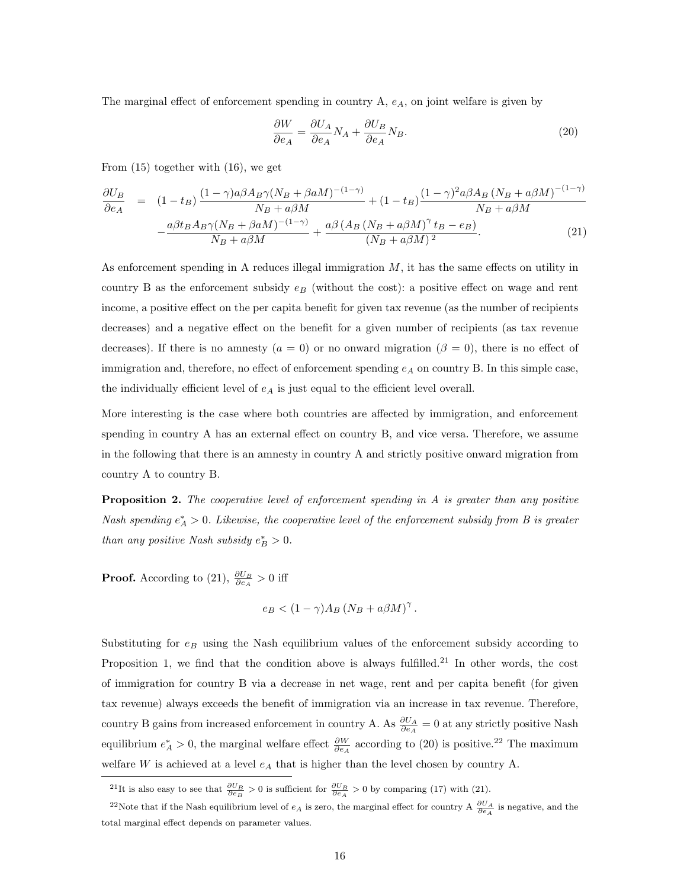The marginal effect of enforcement spending in country A, $e_A$, on joint welfare is given by

$$\frac{\partial W}{\partial e_A} = \frac{\partial U_A}{\partial e_A} N_A + \frac{\partial U_B}{\partial e_A} N_B. \tag{20}$$

From (15) together with (16), we get

$$\begin{aligned}\frac{\partial U_B}{\partial e_A} &= (1-t_B)\frac{(1-\gamma)a\beta A_B \gamma (N_B+\beta a M)^{-(1-\gamma)}}{N_B + a\beta M} + (1-t_B)\frac{(1-\gamma)^2 a\beta A_B \left(N_B + a\beta M\right)^{-(1-\gamma)}}{N_B + a\beta M} \\ &\quad - \frac{a\beta t_B A_B \gamma (N_B + \beta a M)^{-(1-\gamma)}}{N_B + a\beta M} + \frac{a\beta \left(A_B \left(N_B + a\beta M\right)^{\gamma} t_B - e_B\right)}{\left(N_B + a\beta M\right)^2}. \end{aligned} \tag{21}$$

As enforcement spending in A reduces illegal immigration $M$, it has the same effects on utility in country B as the enforcement subsidy $e_B$ (without the cost): a positive effect on wage and rent income, a positive effect on the per capita benefit for given tax revenue (as the number of recipients decreases) and a negative effect on the benefit for a given number of recipients (as tax revenue decreases). If there is no amnesty ($a = 0$) or no onward migration ($\beta = 0$), there is no effect of immigration and, therefore, no effect of enforcement spending $e_A$ on country B. In this simple case, the individually efficient level of $e_A$ is just equal to the efficient level overall.

More interesting is the case where both countries are affected by immigration, and enforcement spending in country A has an external effect on country B, and vice versa. Therefore, we assume in the following that there is an amnesty in country A and strictly positive onward migration from country A to country B.

**Proposition 2.** *The cooperative level of enforcement spending in A is greater than any positive Nash spending $e_A^* > 0$. Likewise, the cooperative level of the enforcement subsidy from B is greater than any positive Nash subsidy $e_B^* > 0$.*

**Proof.** According to (21), $\frac{\partial U_B}{\partial e_A} > 0$ iff

$$e_B < (1-\gamma) A_B \left(N_B + a\beta M\right)^{\gamma}.$$

Substituting for $e_B$ using the Nash equilibrium values of the enforcement subsidy according to Proposition 1, we find that the condition above is always fulfilled.[21] In other words, the cost of immigration for country B via a decrease in net wage, rent and per capita benefit (for given tax revenue) always exceeds the benefit of immigration via an increase in tax revenue. Therefore, country B gains from increased enforcement in country A. As $\frac{\partial U_A}{\partial e_A} = 0$ at any strictly positive Nash equilibrium $e_A^* > 0$, the marginal welfare effect $\frac{\partial W}{\partial e_A}$ according to (20) is positive.[22] The maximum welfare $W$ is achieved at a level $e_A$ that is higher than the level chosen by country A.

[21] It is also easy to see that $\frac{\partial U_B}{\partial e_B} > 0$ is sufficient for $\frac{\partial U_B}{\partial e_A} > 0$ by comparing (17) with (21).

[22] Note that if the Nash equilibrium level of $e_A$ is zero, the marginal effect for country A $\frac{\partial U_A}{\partial e_A}$ is negative, and the total marginal effect depends on parameter values.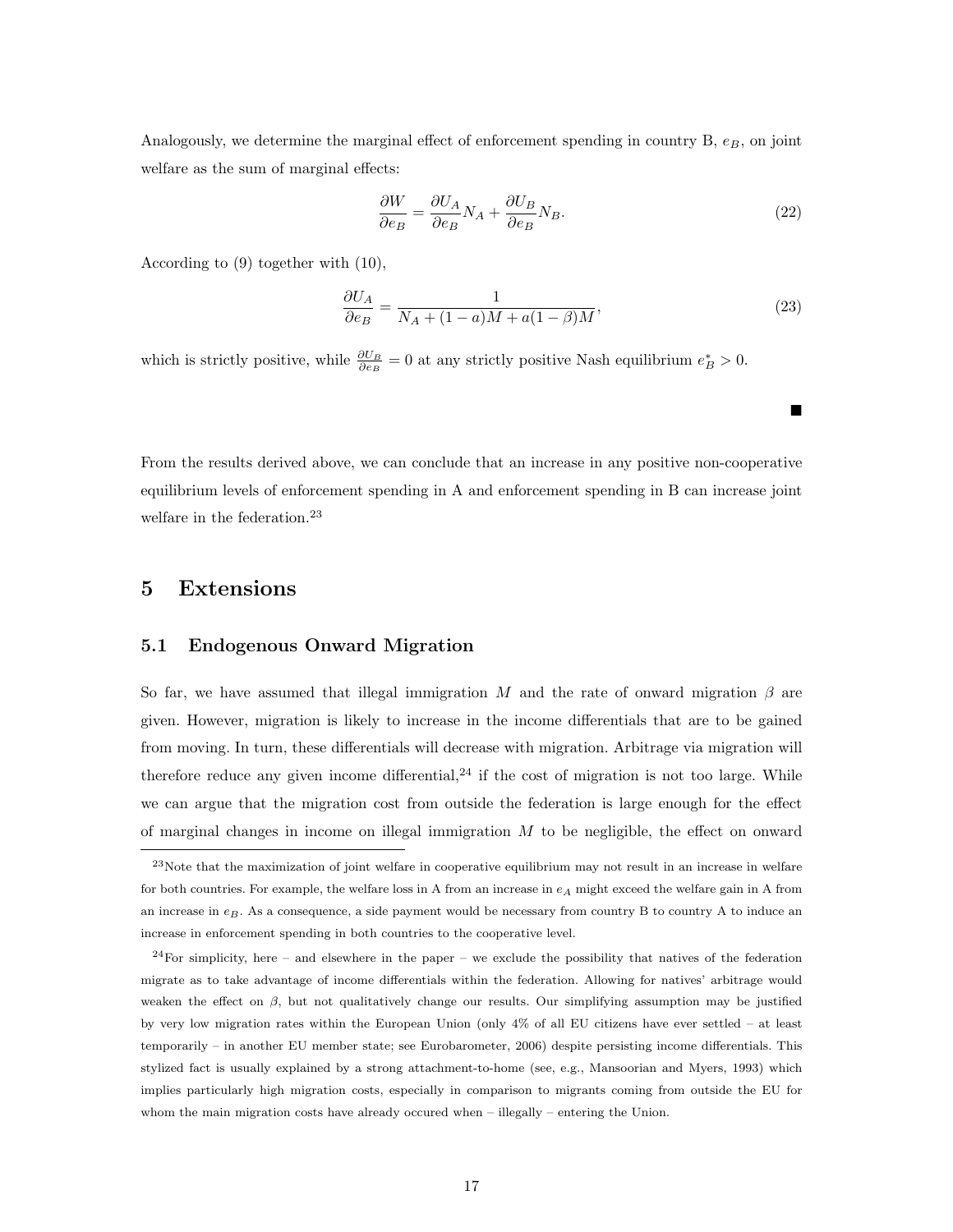Analogously, we determine the marginal effect of enforcement spending in country B, $e_B$, on joint welfare as the sum of marginal effects:

$$\frac{\partial W}{\partial e_B} = \frac{\partial U_A}{\partial e_B} N_A + \frac{\partial U_B}{\partial e_B} N_B. \tag{22}$$

According to (9) together with (10),

$$\frac{\partial U_A}{\partial e_B} = \frac{1}{N_A + (1-a)M + a(1-\beta)M}, \tag{23}$$

which is strictly positive, while $\frac{\partial U_B}{\partial e_B} = 0$ at any strictly positive Nash equilibrium $e_B^* > 0$.

■

From the results derived above, we can conclude that an increase in any positive non-cooperative equilibrium levels of enforcement spending in A and enforcement spending in B can increase joint welfare in the federation.[23]

# 5 Extensions

## 5.1 Endogenous Onward Migration

So far, we have assumed that illegal immigration $M$ and the rate of onward migration $\beta$ are given. However, migration is likely to increase in the income differentials that are to be gained from moving. In turn, these differentials will decrease with migration. Arbitrage via migration will therefore reduce any given income differential,[24] if the cost of migration is not too large. While we can argue that the migration cost from outside the federation is large enough for the effect of marginal changes in income on illegal immigration $M$ to be negligible, the effect on onward

---

[23] Note that the maximization of joint welfare in cooperative equilibrium may not result in an increase in welfare for both countries. For example, the welfare loss in A from an increase in $e_A$ might exceed the welfare gain in A from an increase in $e_B$. As a consequence, a side payment would be necessary from country B to country A to induce an increase in enforcement spending in both countries to the cooperative level.

[24] For simplicity, here – and elsewhere in the paper – we exclude the possibility that natives of the federation migrate as to take advantage of income differentials within the federation. Allowing for natives' arbitrage would weaken the effect on $\beta$, but not qualitatively change our results. Our simplifying assumption may be justified by very low migration rates within the European Union (only 4% of all EU citizens have ever settled – at least temporarily – in another EU member state; see Eurobarometer, 2006) despite persisting income differentials. This stylized fact is usually explained by a strong attachment-to-home (see, e.g., Mansoorian and Myers, 1993) which implies particularly high migration costs, especially in comparison to migrants coming from outside the EU for whom the main migration costs have already occured when – illegally – entering the Union.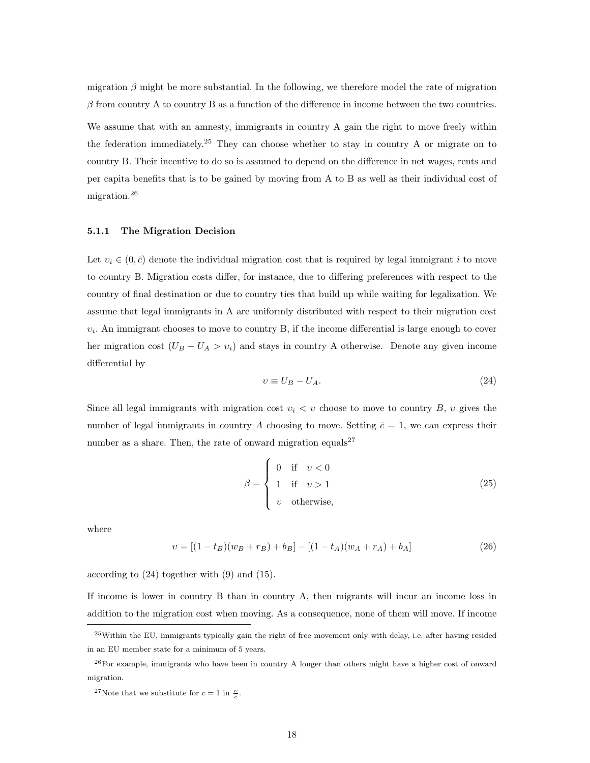migration $\beta$ might be more substantial. In the following, we therefore model the rate of migration $\beta$ from country A to country B as a function of the difference in income between the two countries.

We assume that with an amnesty, immigrants in country A gain the right to move freely within the federation immediately.[25] They can choose whether to stay in country A or migrate on to country B. Their incentive to do so is assumed to depend on the difference in net wages, rents and per capita benefits that is to be gained by moving from A to B as well as their individual cost of migration.[26]

### 5.1.1 The Migration Decision

Let $\upsilon_i \in (0, \bar{c})$ denote the individual migration cost that is required by legal immigrant $i$ to move to country B. Migration costs differ, for instance, due to differing preferences with respect to the country of final destination or due to country ties that build up while waiting for legalization. We assume that legal immigrants in A are uniformly distributed with respect to their migration cost $\upsilon_i$. An immigrant chooses to move to country B, if the income differential is large enough to cover her migration cost ($U_B - U_A > \upsilon_i$) and stays in country A otherwise. Denote any given income differential by

$$\upsilon \equiv U_B - U_A. \tag{24}$$

Since all legal immigrants with migration cost $\upsilon_i < \upsilon$ choose to move to country $B$, $\upsilon$ gives the number of legal immigrants in country $A$ choosing to move. Setting $\bar{c} = 1$, we can express their number as a share. Then, the rate of onward migration equals[27]

$$\beta = \begin{cases} 0 & \text{if} \quad \upsilon < 0 \\ 1 & \text{if} \quad \upsilon > 1 \\ \upsilon & \text{otherwise,} \end{cases} \tag{25}$$

where

$$\upsilon = [(1 - t_B)(w_B + r_B) + b_B] - [(1 - t_A)(w_A + r_A) + b_A] \tag{26}$$

according to (24) together with (9) and (15).

If income is lower in country B than in country A, then migrants will incur an income loss in addition to the migration cost when moving. As a consequence, none of them will move. If income

[25] Within the EU, immigrants typically gain the right of free movement only with delay, i.e. after having resided in an EU member state for a minimum of 5 years.

[26] For example, immigrants who have been in country A longer than others might have a higher cost of onward migration.

[27] Note that we substitute for $\bar{c} = 1$ in $\frac{\upsilon}{\bar{c}}$.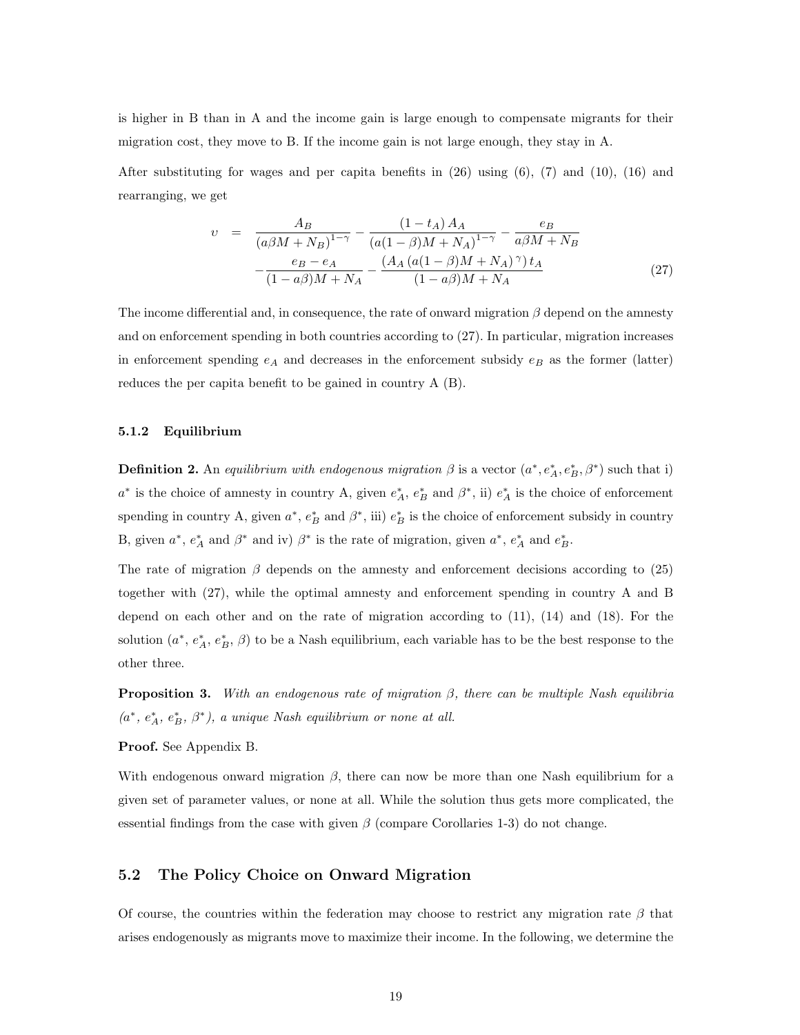is higher in B than in A and the income gain is large enough to compensate migrants for their migration cost, they move to B. If the income gain is not large enough, they stay in A.

After substituting for wages and per capita benefits in (26) using (6), (7) and (10), (16) and rearranging, we get

$$\begin{aligned}
\upsilon \quad = \quad & \frac{A_B}{(a\beta M + N_B)^{1-\gamma}} - \frac{(1-t_A)\,A_A}{(a(1-\beta)M + N_A)^{1-\gamma}} - \frac{e_B}{a\beta M + N_B} \\
& - \frac{e_B - e_A}{(1-a\beta)M + N_A} - \frac{(A_A\,(a(1-\beta)M + N_A)^{\gamma})\,t_A}{(1-a\beta)M + N_A}
\end{aligned} \tag{27}$$

The income differential and, in consequence, the rate of onward migration $\beta$ depend on the amnesty and on enforcement spending in both countries according to (27). In particular, migration increases in enforcement spending $e_A$ and decreases in the enforcement subsidy $e_B$ as the former (latter) reduces the per capita benefit to be gained in country A (B).

### 5.1.2 Equilibrium

**Definition 2.** An *equilibrium with endogenous migration* $\beta$ is a vector $(a^*, e_A^*, e_B^*, \beta^*)$ such that i) $a^*$ is the choice of amnesty in country A, given $e_A^*$, $e_B^*$ and $\beta^*$, ii) $e_A^*$ is the choice of enforcement spending in country A, given $a^*$, $e_B^*$ and $\beta^*$, iii) $e_B^*$ is the choice of enforcement subsidy in country B, given $a^*$, $e_A^*$ and $\beta^*$ and iv) $\beta^*$ is the rate of migration, given $a^*$, $e_A^*$ and $e_B^*$.

The rate of migration $\beta$ depends on the amnesty and enforcement decisions according to (25) together with (27), while the optimal amnesty and enforcement spending in country A and B depend on each other and on the rate of migration according to (11), (14) and (18). For the solution ($a^*$, $e_A^*$, $e_B^*$, $\beta$) to be a Nash equilibrium, each variable has to be the best response to the other three.

**Proposition 3.** *With an endogenous rate of migration $\beta$, there can be multiple Nash equilibria ($a^*$, $e_A^*$, $e_B^*$, $\beta^*$), a unique Nash equilibrium or none at all.*

**Proof.** See Appendix B.

With endogenous onward migration $\beta$, there can now be more than one Nash equilibrium for a given set of parameter values, or none at all. While the solution thus gets more complicated, the essential findings from the case with given $\beta$ (compare Corollaries 1-3) do not change.

## 5.2 The Policy Choice on Onward Migration

Of course, the countries within the federation may choose to restrict any migration rate $\beta$ that arises endogenously as migrants move to maximize their income. In the following, we determine the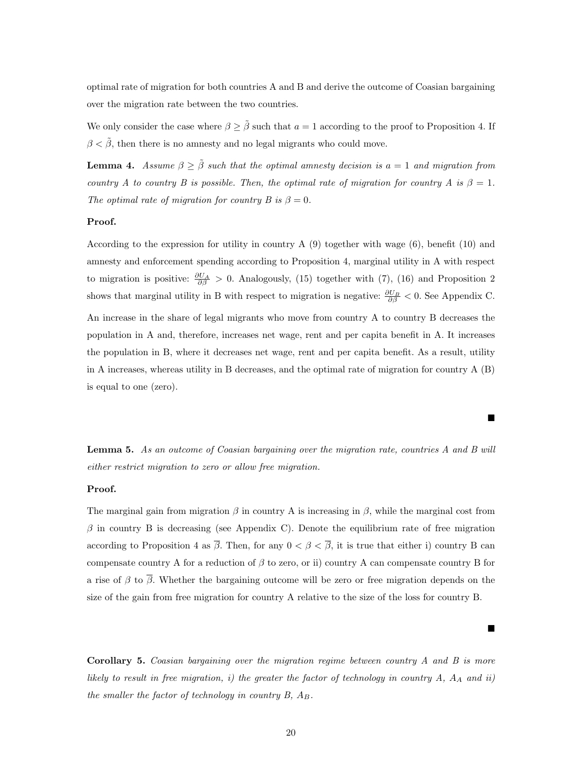optimal rate of migration for both countries A and B and derive the outcome of Coasian bargaining over the migration rate between the two countries.

We only consider the case where $\beta \geq \tilde{\beta}$ such that $a = 1$ according to the proof to Proposition 4. If $\beta < \tilde{\beta}$, then there is no amnesty and no legal migrants who could move.

**Lemma 4.** *Assume $\beta \geq \tilde{\beta}$ such that the optimal amnesty decision is $a = 1$ and migration from country A to country B is possible. Then, the optimal rate of migration for country A is $\beta = 1$. The optimal rate of migration for country B is $\beta = 0$.*

**Proof.**

According to the expression for utility in country A (9) together with wage (6), benefit (10) and amnesty and enforcement spending according to Proposition 4, marginal utility in A with respect to migration is positive: $\frac{\partial U_A}{\partial \beta} > 0$. Analogously, (15) together with (7), (16) and Proposition 2 shows that marginal utility in B with respect to migration is negative: $\frac{\partial U_B}{\partial \beta} < 0$. See Appendix C.

An increase in the share of legal migrants who move from country A to country B decreases the population in A and, therefore, increases net wage, rent and per capita benefit in A. It increases the population in B, where it decreases net wage, rent and per capita benefit. As a result, utility in A increases, whereas utility in B decreases, and the optimal rate of migration for country A (B) is equal to one (zero).

■

**Lemma 5.** *As an outcome of Coasian bargaining over the migration rate, countries A and B will either restrict migration to zero or allow free migration.*

**Proof.**

The marginal gain from migration $\beta$ in country A is increasing in $\beta$, while the marginal cost from $\beta$ in country B is decreasing (see Appendix C). Denote the equilibrium rate of free migration according to Proposition 4 as $\overline{\beta}$. Then, for any $0 < \beta < \overline{\beta}$, it is true that either i) country B can compensate country A for a reduction of $\beta$ to zero, or ii) country A can compensate country B for a rise of $\beta$ to $\overline{\beta}$. Whether the bargaining outcome will be zero or free migration depends on the size of the gain from free migration for country A relative to the size of the loss for country B.

■

**Corollary 5.** *Coasian bargaining over the migration regime between country A and B is more likely to result in free migration, i) the greater the factor of technology in country A, $A_A$ and ii) the smaller the factor of technology in country B, $A_B$.*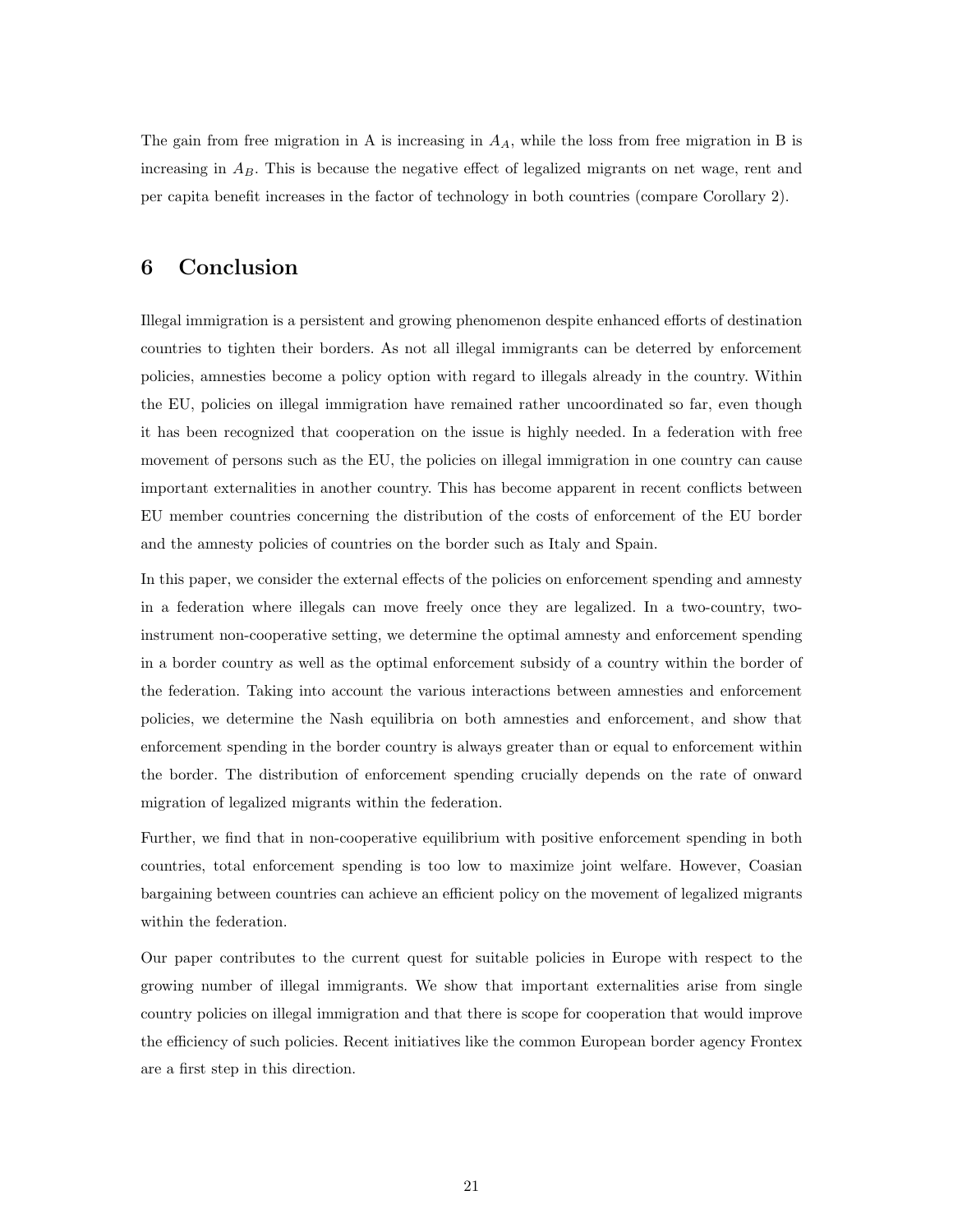The gain from free migration in A is increasing in $A_A$, while the loss from free migration in B is increasing in $A_B$. This is because the negative effect of legalized migrants on net wage, rent and per capita benefit increases in the factor of technology in both countries (compare Corollary 2).

## 6 Conclusion

Illegal immigration is a persistent and growing phenomenon despite enhanced efforts of destination countries to tighten their borders. As not all illegal immigrants can be deterred by enforcement policies, amnesties become a policy option with regard to illegals already in the country. Within the EU, policies on illegal immigration have remained rather uncoordinated so far, even though it has been recognized that cooperation on the issue is highly needed. In a federation with free movement of persons such as the EU, the policies on illegal immigration in one country can cause important externalities in another country. This has become apparent in recent conflicts between EU member countries concerning the distribution of the costs of enforcement of the EU border and the amnesty policies of countries on the border such as Italy and Spain.

In this paper, we consider the external effects of the policies on enforcement spending and amnesty in a federation where illegals can move freely once they are legalized. In a two-country, two-instrument non-cooperative setting, we determine the optimal amnesty and enforcement spending in a border country as well as the optimal enforcement subsidy of a country within the border of the federation. Taking into account the various interactions between amnesties and enforcement policies, we determine the Nash equilibria on both amnesties and enforcement, and show that enforcement spending in the border country is always greater than or equal to enforcement within the border. The distribution of enforcement spending crucially depends on the rate of onward migration of legalized migrants within the federation.

Further, we find that in non-cooperative equilibrium with positive enforcement spending in both countries, total enforcement spending is too low to maximize joint welfare. However, Coasian bargaining between countries can achieve an efficient policy on the movement of legalized migrants within the federation.

Our paper contributes to the current quest for suitable policies in Europe with respect to the growing number of illegal immigrants. We show that important externalities arise from single country policies on illegal immigration and that there is scope for cooperation that would improve the efficiency of such policies. Recent initiatives like the common European border agency Frontex are a first step in this direction.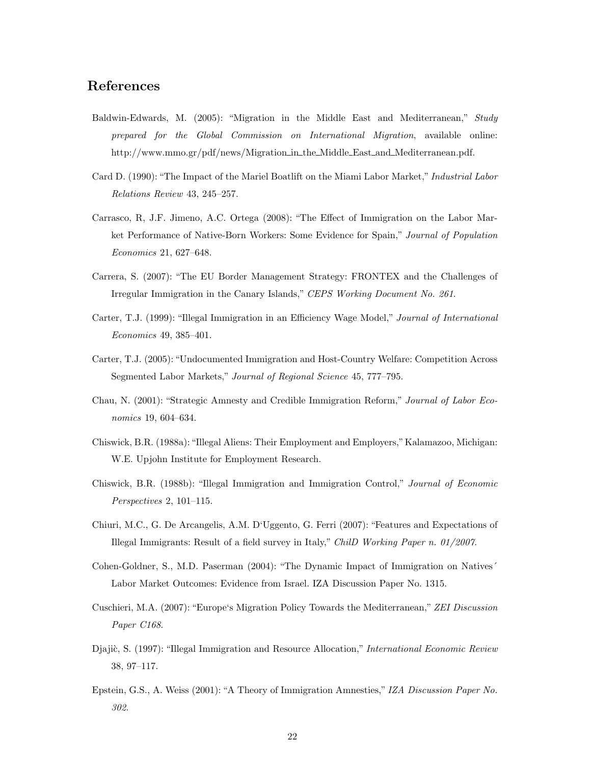## References

Baldwin-Edwards, M. (2005): "Migration in the Middle East and Mediterranean," *Study prepared for the Global Commission on International Migration*, available online: http://www.mmo.gr/pdf/news/Migration_in_the_Middle_East_and_Mediterranean.pdf.

Card D. (1990): "The Impact of the Mariel Boatlift on the Miami Labor Market," *Industrial Labor Relations Review* 43, 245–257.

Carrasco, R, J.F. Jimeno, A.C. Ortega (2008): "The Effect of Immigration on the Labor Market Performance of Native-Born Workers: Some Evidence for Spain," *Journal of Population Economics* 21, 627–648.

Carrera, S. (2007): "The EU Border Management Strategy: FRONTEX and the Challenges of Irregular Immigration in the Canary Islands," *CEPS Working Document No. 261.*

Carter, T.J. (1999): "Illegal Immigration in an Efficiency Wage Model," *Journal of International Economics* 49, 385–401.

Carter, T.J. (2005): "Undocumented Immigration and Host-Country Welfare: Competition Across Segmented Labor Markets," *Journal of Regional Science* 45, 777–795.

Chau, N. (2001): "Strategic Amnesty and Credible Immigration Reform," *Journal of Labor Economics* 19, 604–634.

Chiswick, B.R. (1988a): "Illegal Aliens: Their Employment and Employers," Kalamazoo, Michigan: W.E. Upjohn Institute for Employment Research.

Chiswick, B.R. (1988b): "Illegal Immigration and Immigration Control," *Journal of Economic Perspectives* 2, 101–115.

Chiuri, M.C., G. De Arcangelis, A.M. D'Uggento, G. Ferri (2007): "Features and Expectations of Illegal Immigrants: Result of a field survey in Italy," *ChilD Working Paper n. 01/2007.*

Cohen-Goldner, S., M.D. Paserman (2004): "The Dynamic Impact of Immigration on Natives´ Labor Market Outcomes: Evidence from Israel. IZA Discussion Paper No. 1315.

Cuschieri, M.A. (2007): "Europe's Migration Policy Towards the Mediterranean," *ZEI Discussion Paper C168.*

Djajìc, S. (1997): "Illegal Immigration and Resource Allocation," *International Economic Review* 38, 97–117.

Epstein, G.S., A. Weiss (2001): "A Theory of Immigration Amnesties," *IZA Discussion Paper No. 302.*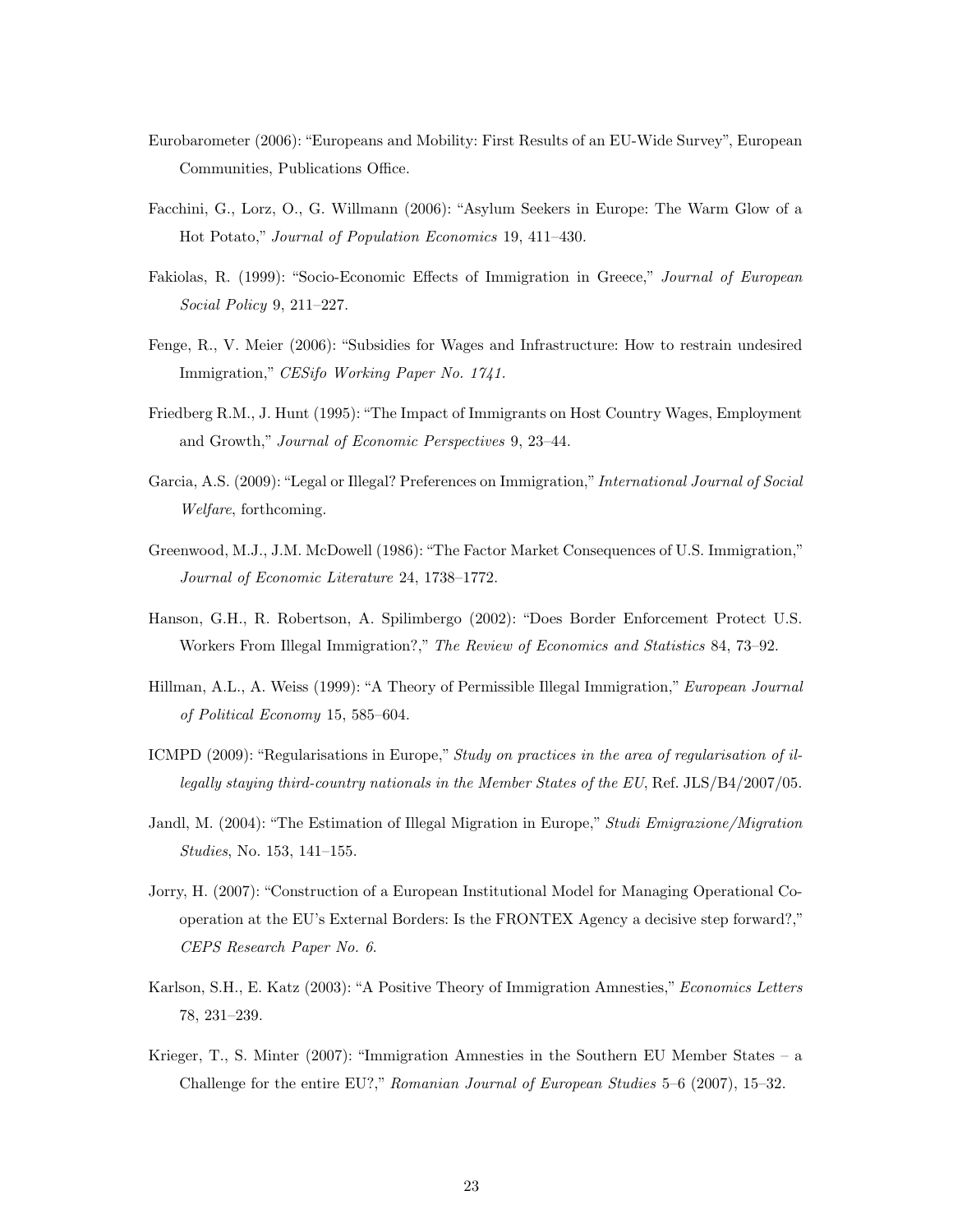Eurobarometer (2006): "Europeans and Mobility: First Results of an EU-Wide Survey", European Communities, Publications Office.

Facchini, G., Lorz, O., G. Willmann (2006): "Asylum Seekers in Europe: The Warm Glow of a Hot Potato," *Journal of Population Economics* 19, 411–430.

Fakiolas, R. (1999): "Socio-Economic Effects of Immigration in Greece," *Journal of European Social Policy* 9, 211–227.

Fenge, R., V. Meier (2006): "Subsidies for Wages and Infrastructure: How to restrain undesired Immigration," *CESifo Working Paper No. 1741.*

Friedberg R.M., J. Hunt (1995): "The Impact of Immigrants on Host Country Wages, Employment and Growth," *Journal of Economic Perspectives* 9, 23–44.

Garcia, A.S. (2009): "Legal or Illegal? Preferences on Immigration," *International Journal of Social Welfare*, forthcoming.

Greenwood, M.J., J.M. McDowell (1986): "The Factor Market Consequences of U.S. Immigration," *Journal of Economic Literature* 24, 1738–1772.

Hanson, G.H., R. Robertson, A. Spilimbergo (2002): "Does Border Enforcement Protect U.S. Workers From Illegal Immigration?," *The Review of Economics and Statistics* 84, 73–92.

Hillman, A.L., A. Weiss (1999): "A Theory of Permissible Illegal Immigration," *European Journal of Political Economy* 15, 585–604.

ICMPD (2009): "Regularisations in Europe," *Study on practices in the area of regularisation of illegally staying third-country nationals in the Member States of the EU*, Ref. JLS/B4/2007/05.

Jandl, M. (2004): "The Estimation of Illegal Migration in Europe," *Studi Emigrazione/Migration Studies*, No. 153, 141–155.

Jorry, H. (2007): "Construction of a European Institutional Model for Managing Operational Cooperation at the EU's External Borders: Is the FRONTEX Agency a decisive step forward?," *CEPS Research Paper No. 6.*

Karlson, S.H., E. Katz (2003): "A Positive Theory of Immigration Amnesties," *Economics Letters* 78, 231–239.

Krieger, T., S. Minter (2007): "Immigration Amnesties in the Southern EU Member States – a Challenge for the entire EU?," *Romanian Journal of European Studies* 5–6 (2007), 15–32.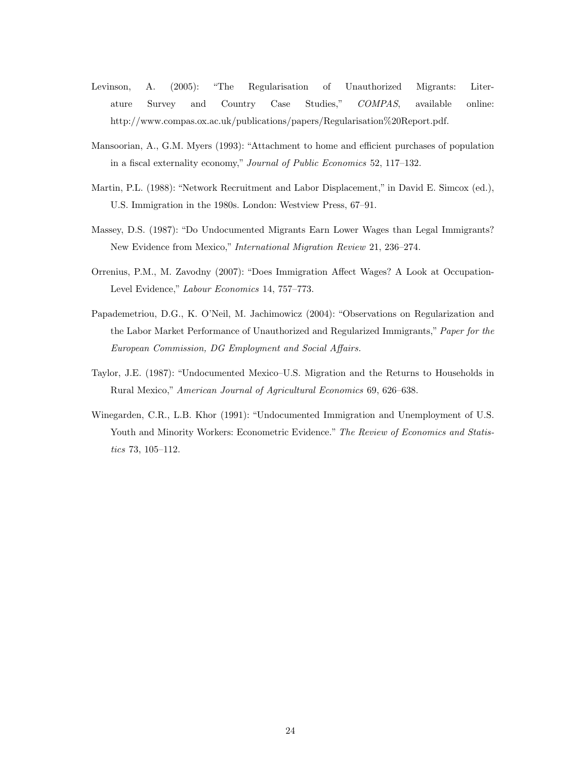Levinson, A. (2005): "The Regularisation of Unauthorized Migrants: Literature Survey and Country Case Studies," *COMPAS*, available online: http://www.compas.ox.ac.uk/publications/papers/Regularisation%20Report.pdf.

Mansoorian, A., G.M. Myers (1993): "Attachment to home and efficient purchases of population in a fiscal externality economy," *Journal of Public Economics* 52, 117–132.

Martin, P.L. (1988): "Network Recruitment and Labor Displacement," in David E. Simcox (ed.), U.S. Immigration in the 1980s. London: Westview Press, 67–91.

Massey, D.S. (1987): "Do Undocumented Migrants Earn Lower Wages than Legal Immigrants? New Evidence from Mexico," *International Migration Review* 21, 236–274.

Orrenius, P.M., M. Zavodny (2007): "Does Immigration Affect Wages? A Look at Occupation-Level Evidence," *Labour Economics* 14, 757–773.

Papademetriou, D.G., K. O'Neil, M. Jachimowicz (2004): "Observations on Regularization and the Labor Market Performance of Unauthorized and Regularized Immigrants," *Paper for the European Commission, DG Employment and Social Affairs.*

Taylor, J.E. (1987): "Undocumented Mexico–U.S. Migration and the Returns to Households in Rural Mexico," *American Journal of Agricultural Economics* 69, 626–638.

Winegarden, C.R., L.B. Khor (1991): "Undocumented Immigration and Unemployment of U.S. Youth and Minority Workers: Econometric Evidence." *The Review of Economics and Statistics* 73, 105–112.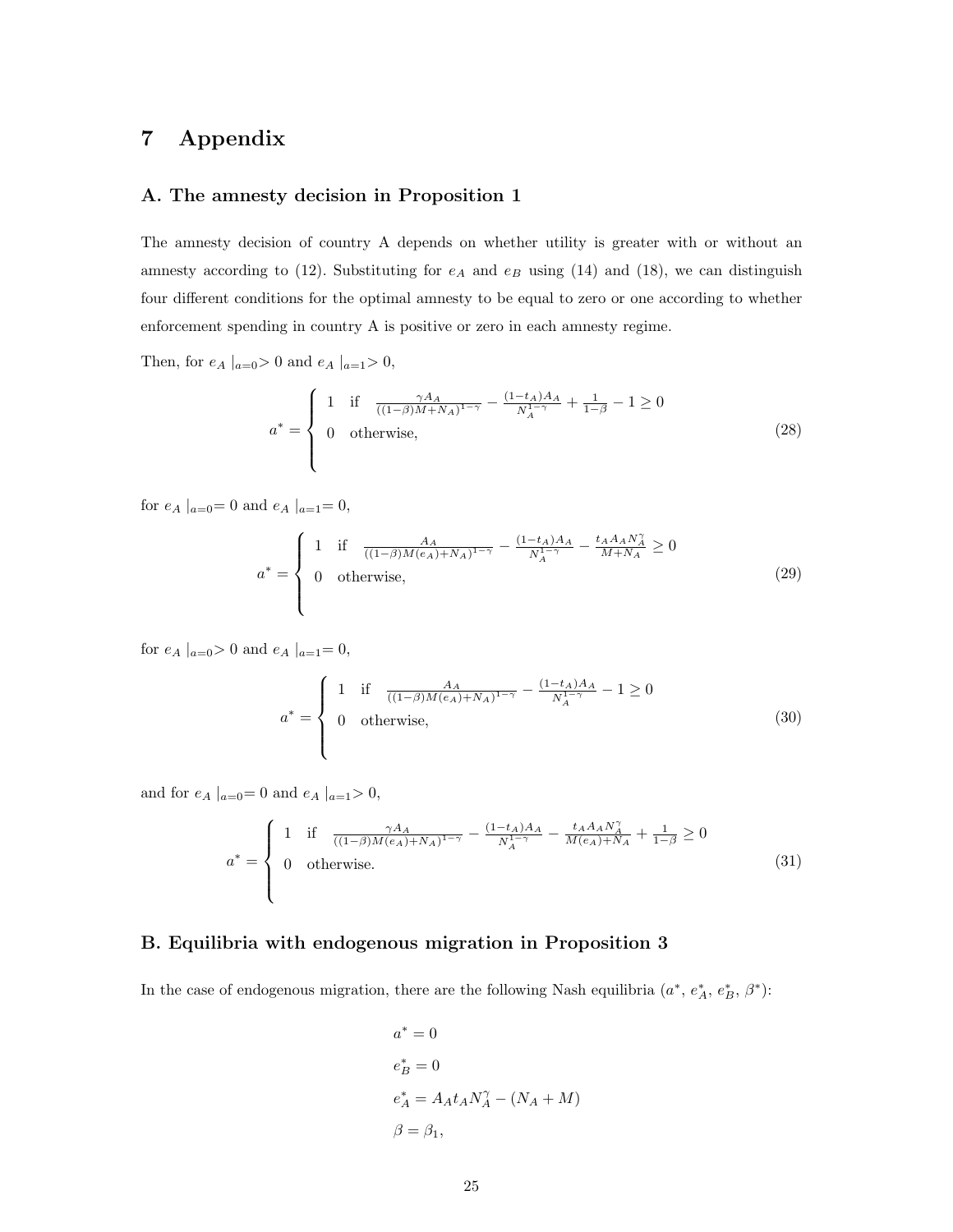# 7 Appendix

### A. The amnesty decision in Proposition 1

The amnesty decision of country A depends on whether utility is greater with or without an amnesty according to (12). Substituting for $e_A$ and $e_B$ using (14) and (18), we can distinguish four different conditions for the optimal amnesty to be equal to zero or one according to whether enforcement spending in country A is positive or zero in each amnesty regime.

Then, for $e_A\mid_{a=0}>0$ and $e_A\mid_{a=1}>0$,

$$a^* = \begin{cases} 1 & \text{if} \quad \frac{\gamma A_A}{((1-\beta)M+N_A)^{1-\gamma}} - \frac{(1-t_A)A_A}{N_A^{1-\gamma}} + \frac{1}{1-\beta} - 1 \geq 0 \\ 0 & \text{otherwise,} \end{cases} \tag{28}$$

for $e_A\mid_{a=0}=0$ and $e_A\mid_{a=1}=0$,

$$a^* = \begin{cases} 1 & \text{if} \quad \frac{A_A}{((1-\beta)M(e_A)+N_A)^{1-\gamma}} - \frac{(1-t_A)A_A}{N_A^{1-\gamma}} - \frac{t_A A_A N_A^{\gamma}}{M+N_A} \geq 0 \\ 0 & \text{otherwise,} \end{cases} \tag{29}$$

for $e_A\mid_{a=0}>0$ and $e_A\mid_{a=1}=0$,

$$a^* = \begin{cases} 1 & \text{if} \quad \frac{A_A}{((1-\beta)M(e_A)+N_A)^{1-\gamma}} - \frac{(1-t_A)A_A}{N_A^{1-\gamma}} - 1 \geq 0 \\ 0 & \text{otherwise,} \end{cases} \tag{30}$$

and for $e_A\mid_{a=0}=0$ and $e_A\mid_{a=1}>0$,

$$a^* = \begin{cases} 1 & \text{if} \quad \frac{\gamma A_A}{((1-\beta)M(e_A)+N_A)^{1-\gamma}} - \frac{(1-t_A)A_A}{N_A^{1-\gamma}} - \frac{t_A A_A N_A^{\gamma}}{M(e_A)+N_A} + \frac{1}{1-\beta} \geq 0 \\ 0 & \text{otherwise.} \end{cases} \tag{31}$$

### B. Equilibria with endogenous migration in Proposition 3

In the case of endogenous migration, there are the following Nash equilibria ($a^*$, $e_A^*$, $e_B^*$, $\beta^*$):

$$a^* = 0$$

$$e_B^* = 0$$

$$e_A^* = A_A t_A N_A^{\gamma} - (N_A + M)$$

$$\beta = \beta_1,$$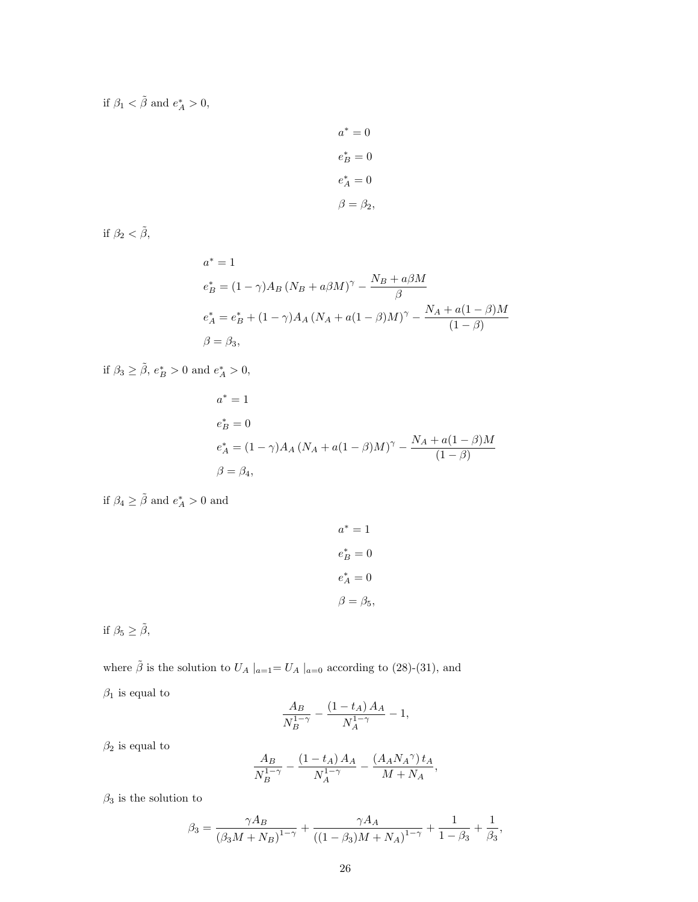if $\beta_1 < \tilde{\beta}$ and $e_A^* > 0$,

$$
\begin{aligned}
a^* &= 0 \\
e_B^* &= 0 \\
e_A^* &= 0 \\
\beta &= \beta_2,
\end{aligned}
$$

if $\beta_2 < \tilde{\beta}$,

$$
\begin{aligned}
a^* &= 1 \\
e_B^* &= (1-\gamma)A_B\left(N_B + a\beta M\right)^{\gamma} - \frac{N_B + a\beta M}{\beta} \\
e_A^* &= e_B^* + (1-\gamma)A_A\left(N_A + a(1-\beta)M\right)^{\gamma} - \frac{N_A + a(1-\beta)M}{(1-\beta)} \\
\beta &= \beta_3,
\end{aligned}
$$

if $\beta_3 \geq \tilde{\beta}$, $e_B^* > 0$ and $e_A^* > 0$,

$$
\begin{aligned}
a^* &= 1 \\
e_B^* &= 0 \\
e_A^* &= (1-\gamma)A_A\left(N_A + a(1-\beta)M\right)^{\gamma} - \frac{N_A + a(1-\beta)M}{(1-\beta)} \\
\beta &= \beta_4,
\end{aligned}
$$

if $\beta_4 \geq \tilde{\beta}$ and $e_A^* > 0$ and

$$
\begin{aligned}
a^* &= 1 \\
e_B^* &= 0 \\
e_A^* &= 0 \\
\beta &= \beta_5,
\end{aligned}
$$

if $\beta_5 \geq \tilde{\beta}$,

where $\tilde{\beta}$ is the solution to $U_A\mid_{a=1} = U_A\mid_{a=0}$ according to (28)-(31), and

$\beta_1$ is equal to

$$
\frac{A_B}{N_B^{1-\gamma}} - \frac{(1-t_A)\,A_A}{N_A^{1-\gamma}} - 1,
$$

$\beta_2$ is equal to

$$
\frac{A_B}{N_B^{1-\gamma}} - \frac{(1-t_A)\,A_A}{N_A^{1-\gamma}} - \frac{(A_A N_A{}^{\gamma})\,t_A}{M + N_A},
$$

$\beta_3$ is the solution to

$$
\beta_3 = \frac{\gamma A_B}{\left(\beta_3 M + N_B\right)^{1-\gamma}} + \frac{\gamma A_A}{\left((1-\beta_3)M + N_A\right)^{1-\gamma}} + \frac{1}{1-\beta_3} + \frac{1}{\beta_3},
$$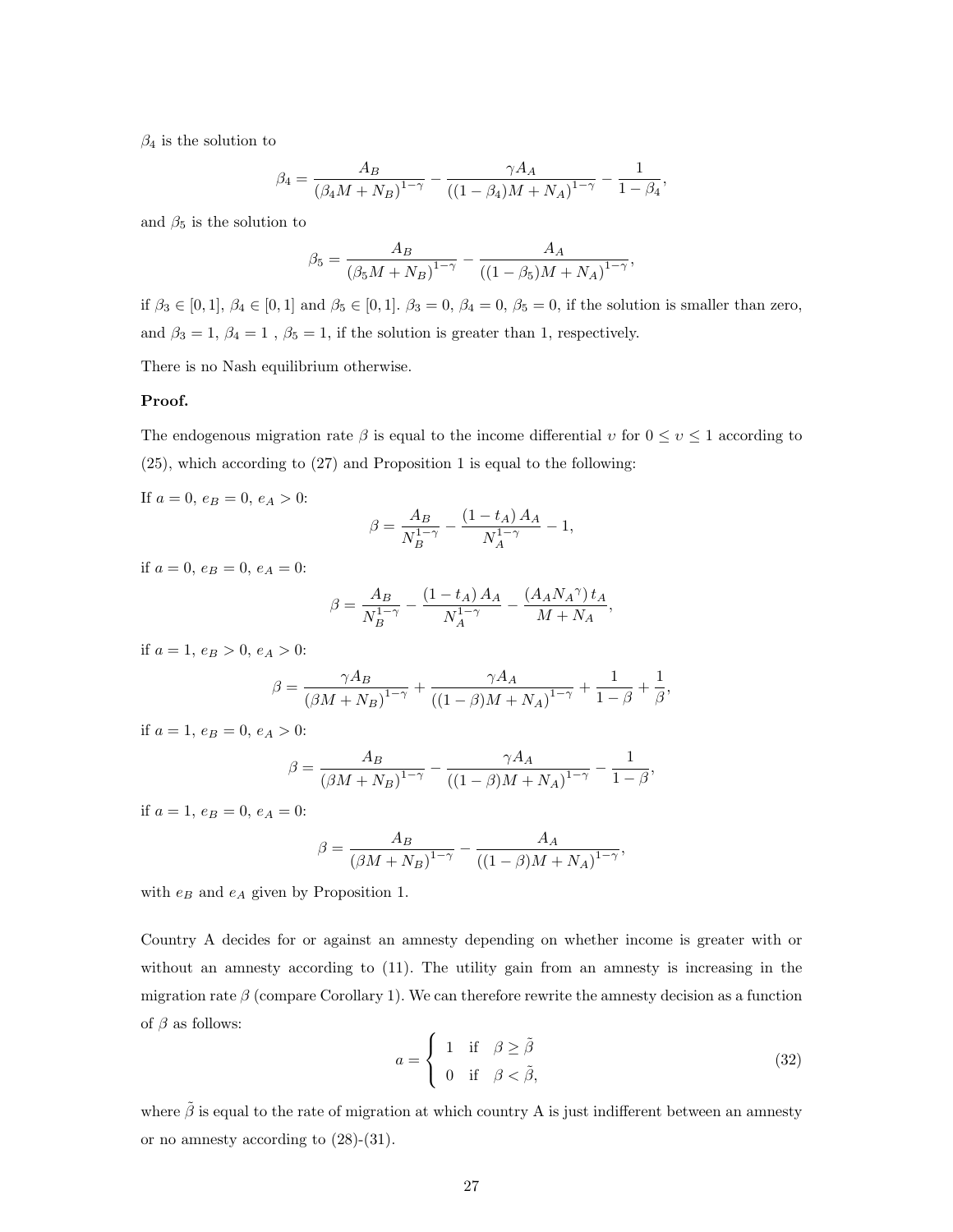$\beta_4$ is the solution to

$$\beta_4 = \frac{A_B}{(\beta_4 M + N_B)^{1-\gamma}} - \frac{\gamma A_A}{((1-\beta_4)M + N_A)^{1-\gamma}} - \frac{1}{1-\beta_4},$$

and $\beta_5$ is the solution to

$$\beta_5 = \frac{A_B}{(\beta_5 M + N_B)^{1-\gamma}} - \frac{A_A}{((1-\beta_5)M + N_A)^{1-\gamma}},$$

if $\beta_3 \in [0,1]$, $\beta_4 \in [0,1]$ and $\beta_5 \in [0,1]$. $\beta_3 = 0$, $\beta_4 = 0$, $\beta_5 = 0$, if the solution is smaller than zero, and $\beta_3 = 1$, $\beta_4 = 1$ , $\beta_5 = 1$, if the solution is greater than 1, respectively.

There is no Nash equilibrium otherwise.

**Proof.**

The endogenous migration rate $\beta$ is equal to the income differential $\upsilon$ for $0 \leq \upsilon \leq 1$ according to (25), which according to (27) and Proposition 1 is equal to the following:

If $a = 0$, $e_B = 0$, $e_A > 0$:

$$\beta = \frac{A_B}{N_B^{1-\gamma}} - \frac{(1-t_A) A_A}{N_A^{1-\gamma}} - 1,$$

if $a = 0$, $e_B = 0$, $e_A = 0$:

$$\beta = \frac{A_B}{N_B^{1-\gamma}} - \frac{(1-t_A) A_A}{N_A^{1-\gamma}} - \frac{(A_A N_A{}^{\gamma})\, t_A}{M + N_A},$$

if $a = 1$, $e_B > 0$, $e_A > 0$:

$$\beta = \frac{\gamma A_B}{(\beta M + N_B)^{1-\gamma}} + \frac{\gamma A_A}{((1-\beta)M + N_A)^{1-\gamma}} + \frac{1}{1-\beta} + \frac{1}{\beta},$$

if $a = 1$, $e_B = 0$, $e_A > 0$:

$$\beta = \frac{A_B}{(\beta M + N_B)^{1-\gamma}} - \frac{\gamma A_A}{((1-\beta)M + N_A)^{1-\gamma}} - \frac{1}{1-\beta},$$

if $a = 1$, $e_B = 0$, $e_A = 0$:

$$\beta = \frac{A_B}{(\beta M + N_B)^{1-\gamma}} - \frac{A_A}{((1-\beta)M + N_A)^{1-\gamma}},$$

with $e_B$ and $e_A$ given by Proposition 1.

Country A decides for or against an amnesty depending on whether income is greater with or without an amnesty according to (11). The utility gain from an amnesty is increasing in the migration rate $\beta$ (compare Corollary 1). We can therefore rewrite the amnesty decision as a function of $\beta$ as follows:

$$a = \begin{cases} 1 & \text{if} \quad \beta \geq \tilde{\beta} \\ 0 & \text{if} \quad \beta < \tilde{\beta}, \end{cases} \tag{32}$$

where $\tilde{\beta}$ is equal to the rate of migration at which country A is just indifferent between an amnesty or no amnesty according to (28)-(31).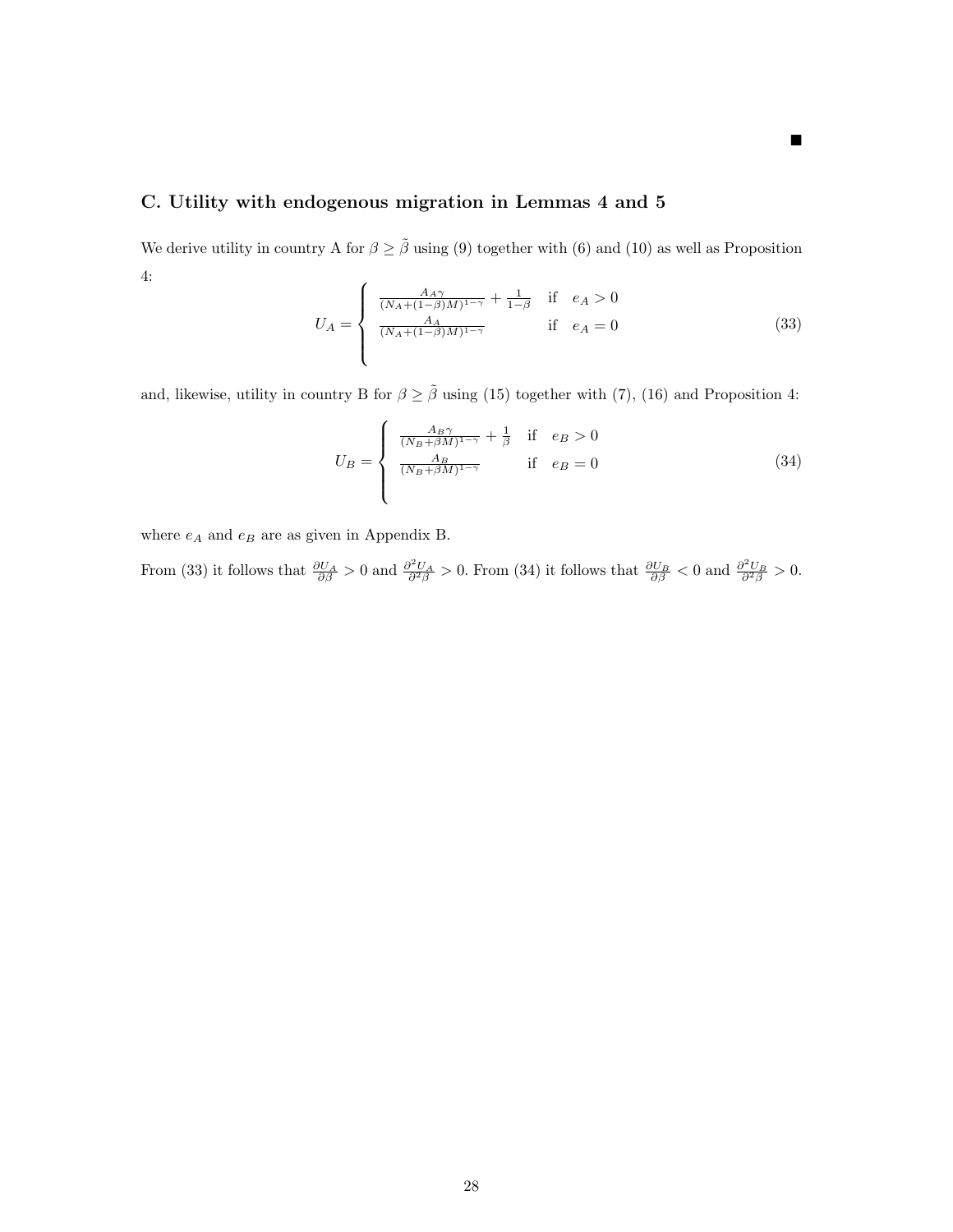$\blacksquare$

## C. Utility with endogenous migration in Lemmas 4 and 5

We derive utility in country A for $\beta \geq \tilde{\beta}$ using (9) together with (6) and (10) as well as Proposition 4:

$$U_A = \begin{cases} \frac{A_A \gamma}{(N_A + (1-\beta)M)^{1-\gamma}} + \frac{1}{1-\beta} & \text{if} \quad e_A > 0 \\ \frac{A_A}{(N_A + (1-\beta)M)^{1-\gamma}} & \text{if} \quad e_A = 0 \end{cases} \tag{33}$$

and, likewise, utility in country B for $\beta \geq \tilde{\beta}$ using (15) together with (7), (16) and Proposition 4:

$$U_B = \begin{cases} \frac{A_B \gamma}{(N_B + \beta M)^{1-\gamma}} + \frac{1}{\beta} & \text{if} \quad e_B > 0 \\ \frac{A_B}{(N_B + \beta M)^{1-\gamma}} & \text{if} \quad e_B = 0 \end{cases} \tag{34}$$

where $e_A$ and $e_B$ are as given in Appendix B.

From (33) it follows that $\frac{\partial U_A}{\partial \beta} > 0$ and $\frac{\partial^2 U_A}{\partial^2 \beta} > 0$. From (34) it follows that $\frac{\partial U_B}{\partial \beta} < 0$ and $\frac{\partial^2 U_B}{\partial^2 \beta} > 0$.